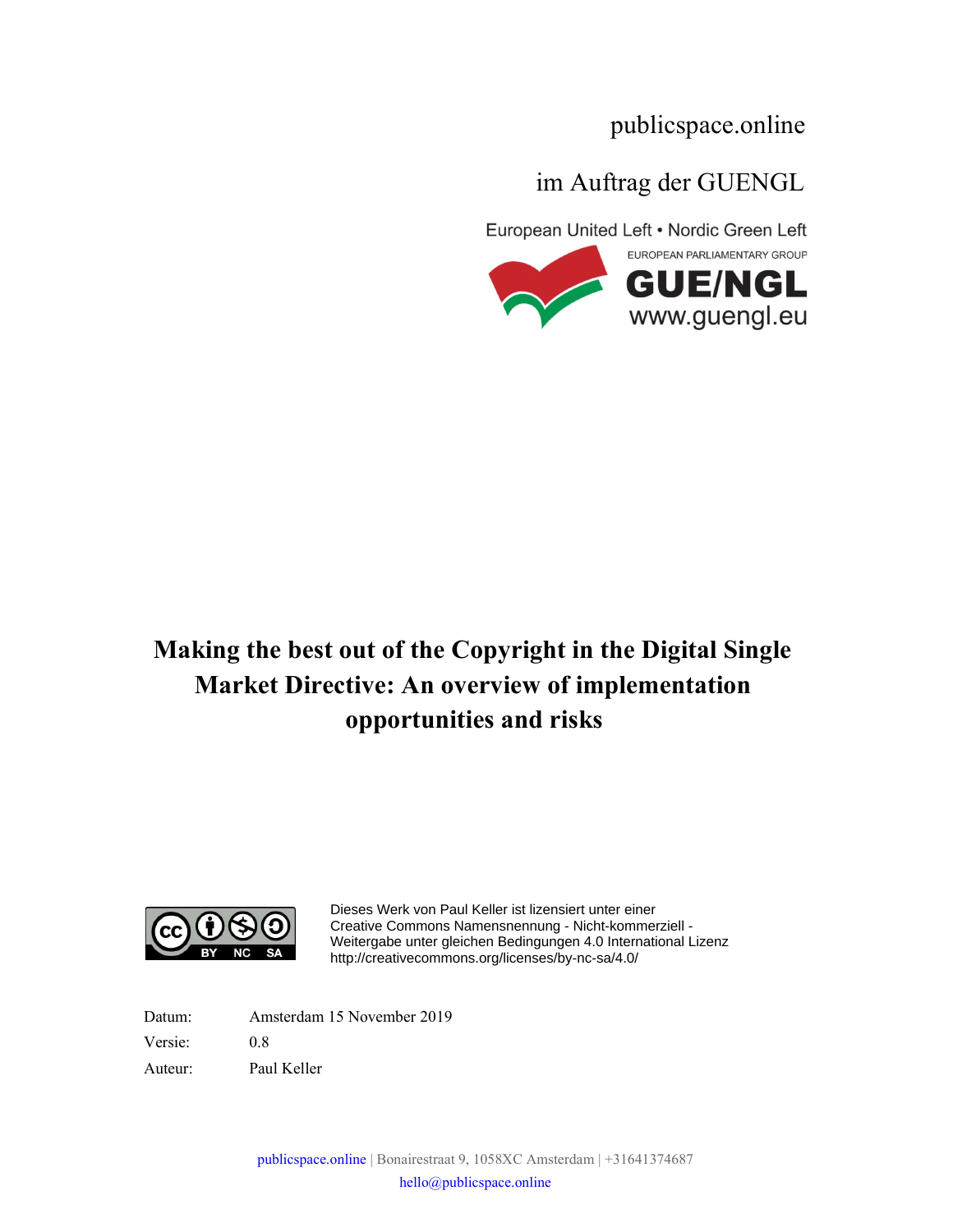publicspace.online

im Auftrag der GUENGL

European United Left • Nordic Green Left

EUROPEAN PARLIAMENTARY GROUP

GUE/NGL

www.guengl.eu

# Making the best out of the Copyright in the Digital Single Market Directive: An overview of implementation opportunities and risks

Dieses Werk von Paul Keller ist lizensiert unter einer Creative Commons Namensnennung - Nicht-kommerziell - Weitergabe unter gleichen Bedingungen 4.0 International Lizenz http://creativecommons.org/licenses/by-nc-sa/4.0/

| | |
|---|---|
| Datum: | Amsterdam 15 November 2019 |
| Versie: | 0.8 |
| Auteur: | Paul Keller |

publicspace.online | Bonairestraat 9, 1058XC Amsterdam | +31641374687
hello@publicspace.online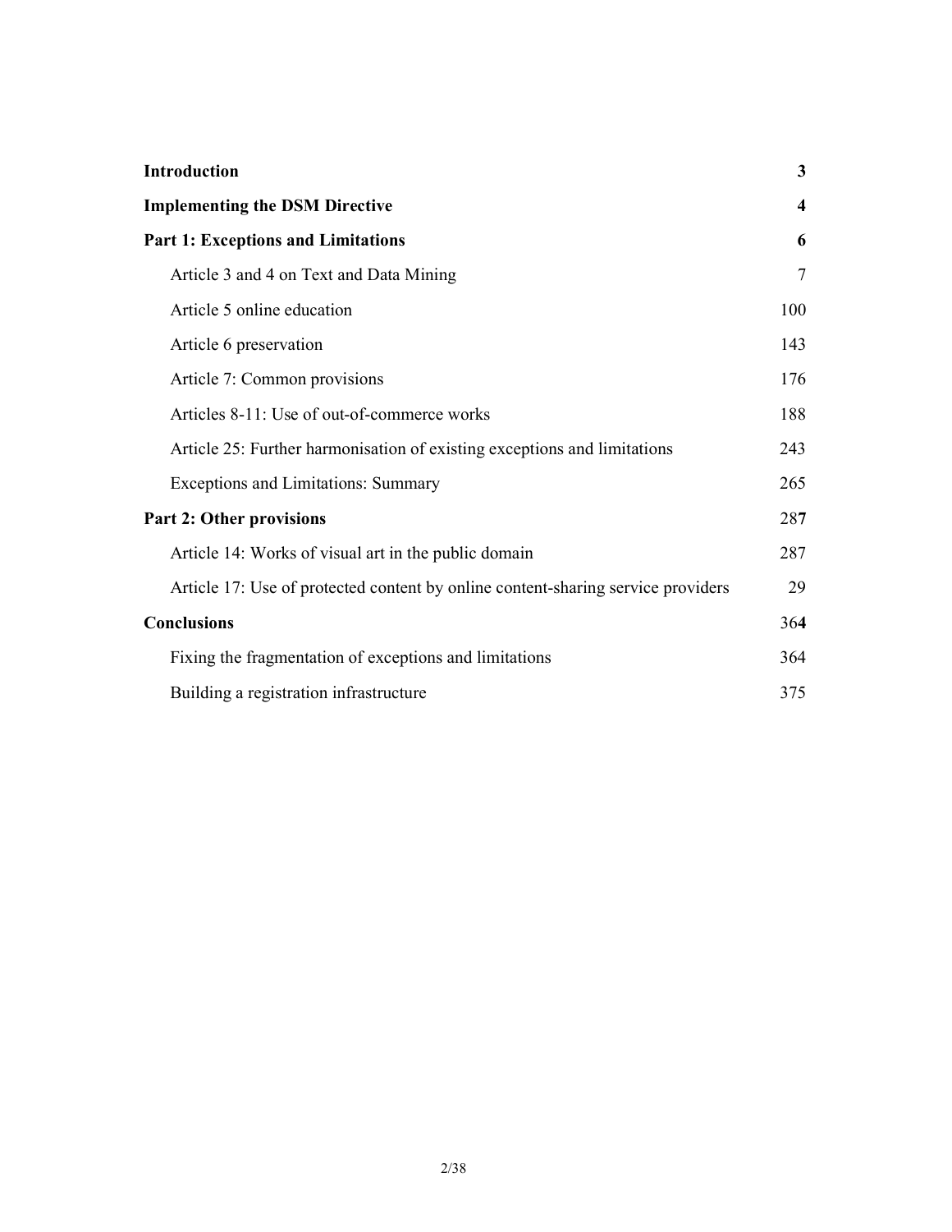| | |
|---|---|
| **Introduction** | **3** |
| **Implementing the DSM Directive** | **4** |
| **Part 1: Exceptions and Limitations** | **6** |
| Article 3 and 4 on Text and Data Mining | 7 |
| Article 5 online education | 100 |
| Article 6 preservation | 143 |
| Article 7: Common provisions | 176 |
| Articles 8-11: Use of out-of-commerce works | 188 |
| Article 25: Further harmonisation of existing exceptions and limitations | 243 |
| Exceptions and Limitations: Summary | 265 |
| **Part 2: Other provisions** | 28**7** |
| Article 14: Works of visual art in the public domain | 287 |
| Article 17: Use of protected content by online content-sharing service providers | 29 |
| **Conclusions** | 36**4** |
| Fixing the fragmentation of exceptions and limitations | 364 |
| Building a registration infrastructure | 375 |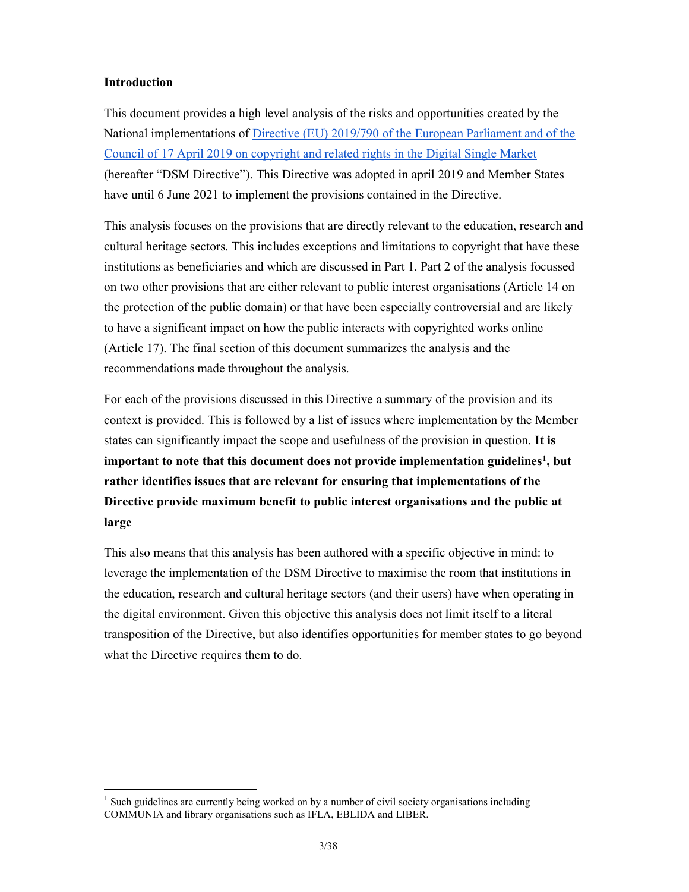**Introduction**

This document provides a high level analysis of the risks and opportunities created by the National implementations of [Directive (EU) 2019/790 of the European Parliament and of the Council of 17 April 2019 on copyright and related rights in the Digital Single Market](https://eur-lex.europa.eu/eli/dir/2019/790/oj) (hereafter "DSM Directive"). This Directive was adopted in april 2019 and Member States have until 6 June 2021 to implement the provisions contained in the Directive.

This analysis focuses on the provisions that are directly relevant to the education, research and cultural heritage sectors. This includes exceptions and limitations to copyright that have these institutions as beneficiaries and which are discussed in Part 1. Part 2 of the analysis focussed on two other provisions that are either relevant to public interest organisations (Article 14 on the protection of the public domain) or that have been especially controversial and are likely to have a significant impact on how the public interacts with copyrighted works online (Article 17). The final section of this document summarizes the analysis and the recommendations made throughout the analysis.

For each of the provisions discussed in this Directive a summary of the provision and its context is provided. This is followed by a list of issues where implementation by the Member states can significantly impact the scope and usefulness of the provision in question. **It is important to note that this document does not provide implementation guidelines[1], but rather identifies issues that are relevant for ensuring that implementations of the Directive provide maximum benefit to public interest organisations and the public at large**

This also means that this analysis has been authored with a specific objective in mind: to leverage the implementation of the DSM Directive to maximise the room that institutions in the education, research and cultural heritage sectors (and their users) have when operating in the digital environment. Given this objective this analysis does not limit itself to a literal transposition of the Directive, but also identifies opportunities for member states to go beyond what the Directive requires them to do.

[1] Such guidelines are currently being worked on by a number of civil society organisations including COMMUNIA and library organisations such as IFLA, EBLIDA and LIBER.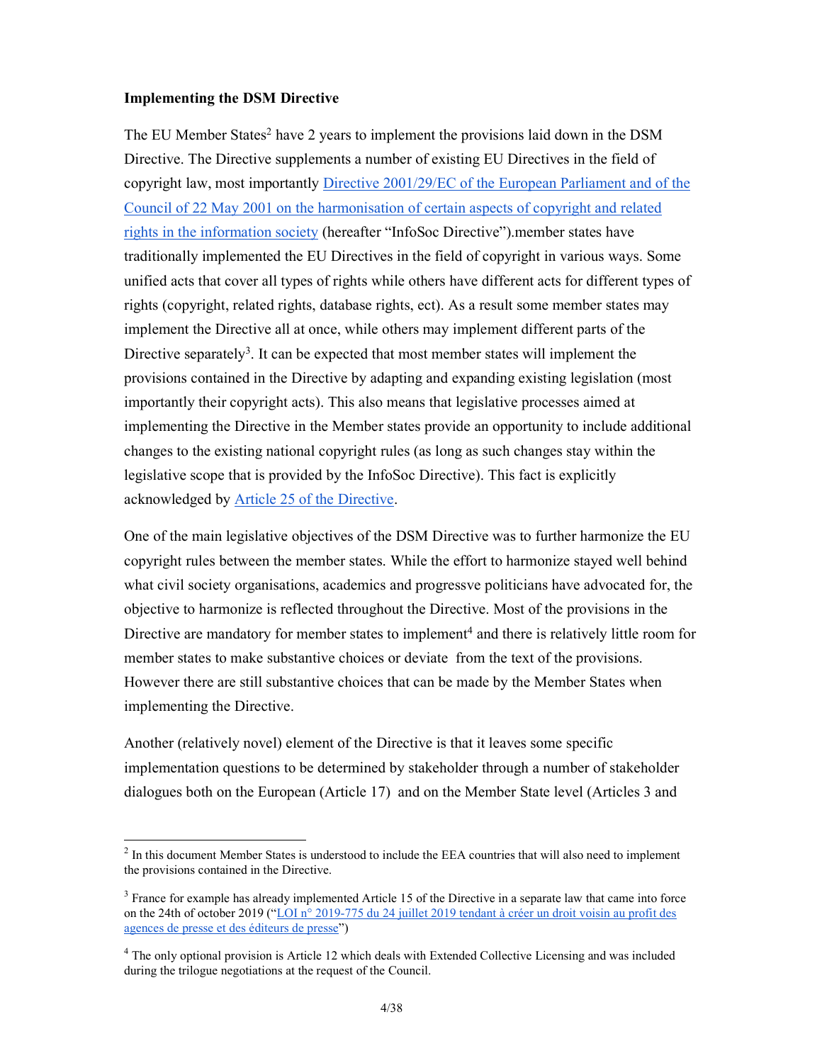**Implementing the DSM Directive**

The EU Member States[2] have 2 years to implement the provisions laid down in the DSM Directive. The Directive supplements a number of existing EU Directives in the field of copyright law, most importantly [Directive 2001/29/EC of the European Parliament and of the Council of 22 May 2001 on the harmonisation of certain aspects of copyright and related rights in the information society](#) (hereafter "InfoSoc Directive").member states have traditionally implemented the EU Directives in the field of copyright in various ways. Some unified acts that cover all types of rights while others have different acts for different types of rights (copyright, related rights, database rights, ect). As a result some member states may implement the Directive all at once, while others may implement different parts of the Directive separately[3]. It can be expected that most member states will implement the provisions contained in the Directive by adapting and expanding existing legislation (most importantly their copyright acts). This also means that legislative processes aimed at implementing the Directive in the Member states provide an opportunity to include additional changes to the existing national copyright rules (as long as such changes stay within the legislative scope that is provided by the InfoSoc Directive). This fact is explicitly acknowledged by [Article 25 of the Directive](#).

One of the main legislative objectives of the DSM Directive was to further harmonize the EU copyright rules between the member states. While the effort to harmonize stayed well behind what civil society organisations, academics and progressve politicians have advocated for, the objective to harmonize is reflected throughout the Directive. Most of the provisions in the Directive are mandatory for member states to implement[4] and there is relatively little room for member states to make substantive choices or deviate from the text of the provisions. However there are still substantive choices that can be made by the Member States when implementing the Directive.

Another (relatively novel) element of the Directive is that it leaves some specific implementation questions to be determined by stakeholder through a number of stakeholder dialogues both on the European (Article 17) and on the Member State level (Articles 3 and

---

[2] In this document Member States is understood to include the EEA countries that will also need to implement the provisions contained in the Directive.

[3] France for example has already implemented Article 15 of the Directive in a separate law that came into force on the 24th of october 2019 ("[LOI n° 2019-775 du 24 juillet 2019 tendant à créer un droit voisin au profit des agences de presse et des éditeurs de presse](#)")

[4] The only optional provision is Article 12 which deals with Extended Collective Licensing and was included during the trilogue negotiations at the request of the Council.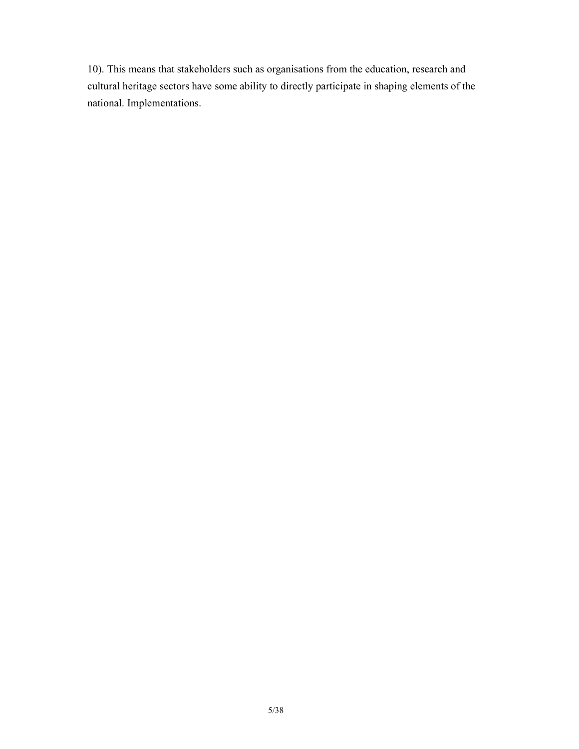10). This means that stakeholders such as organisations from the education, research and cultural heritage sectors have some ability to directly participate in shaping elements of the national. Implementations.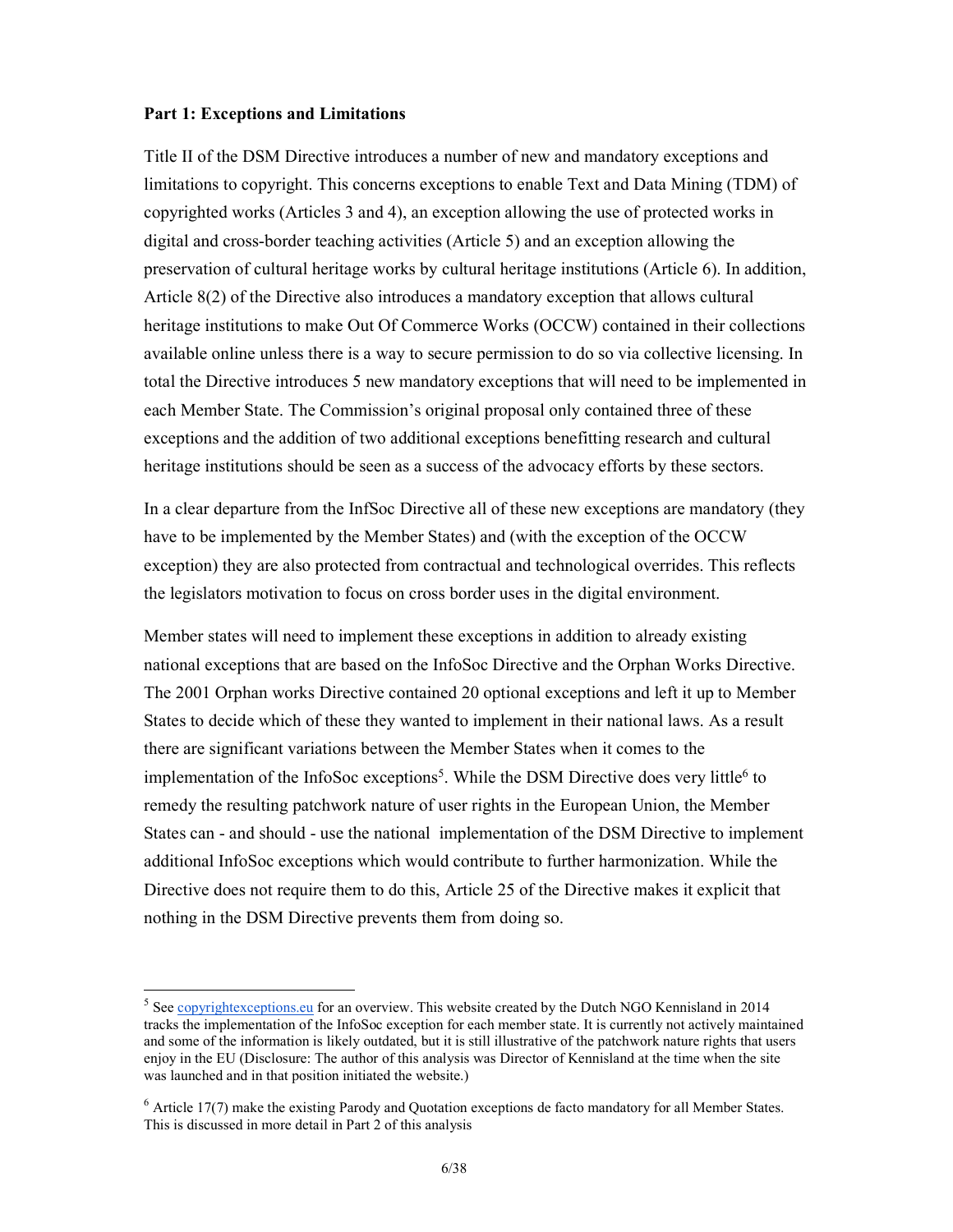**Part 1: Exceptions and Limitations**

Title II of the DSM Directive introduces a number of new and mandatory exceptions and limitations to copyright. This concerns exceptions to enable Text and Data Mining (TDM) of copyrighted works (Articles 3 and 4), an exception allowing the use of protected works in digital and cross-border teaching activities (Article 5) and an exception allowing the preservation of cultural heritage works by cultural heritage institutions (Article 6). In addition, Article 8(2) of the Directive also introduces a mandatory exception that allows cultural heritage institutions to make Out Of Commerce Works (OCCW) contained in their collections available online unless there is a way to secure permission to do so via collective licensing. In total the Directive introduces 5 new mandatory exceptions that will need to be implemented in each Member State. The Commission's original proposal only contained three of these exceptions and the addition of two additional exceptions benefitting research and cultural heritage institutions should be seen as a success of the advocacy efforts by these sectors.

In a clear departure from the InfSoc Directive all of these new exceptions are mandatory (they have to be implemented by the Member States) and (with the exception of the OCCW exception) they are also protected from contractual and technological overrides. This reflects the legislators motivation to focus on cross border uses in the digital environment.

Member states will need to implement these exceptions in addition to already existing national exceptions that are based on the InfoSoc Directive and the Orphan Works Directive. The 2001 Orphan works Directive contained 20 optional exceptions and left it up to Member States to decide which of these they wanted to implement in their national laws. As a result there are significant variations between the Member States when it comes to the implementation of the InfoSoc exceptions[5]. While the DSM Directive does very little[6] to remedy the resulting patchwork nature of user rights in the European Union, the Member States can - and should - use the national implementation of the DSM Directive to implement additional InfoSoc exceptions which would contribute to further harmonization. While the Directive does not require them to do this, Article 25 of the Directive makes it explicit that nothing in the DSM Directive prevents them from doing so.

---

[5] See copyrightexceptions.eu for an overview. This website created by the Dutch NGO Kennisland in 2014 tracks the implementation of the InfoSoc exception for each member state. It is currently not actively maintained and some of the information is likely outdated, but it is still illustrative of the patchwork nature rights that users enjoy in the EU (Disclosure: The author of this analysis was Director of Kennisland at the time when the site was launched and in that position initiated the website.)

[6] Article 17(7) make the existing Parody and Quotation exceptions de facto mandatory for all Member States. This is discussed in more detail in Part 2 of this analysis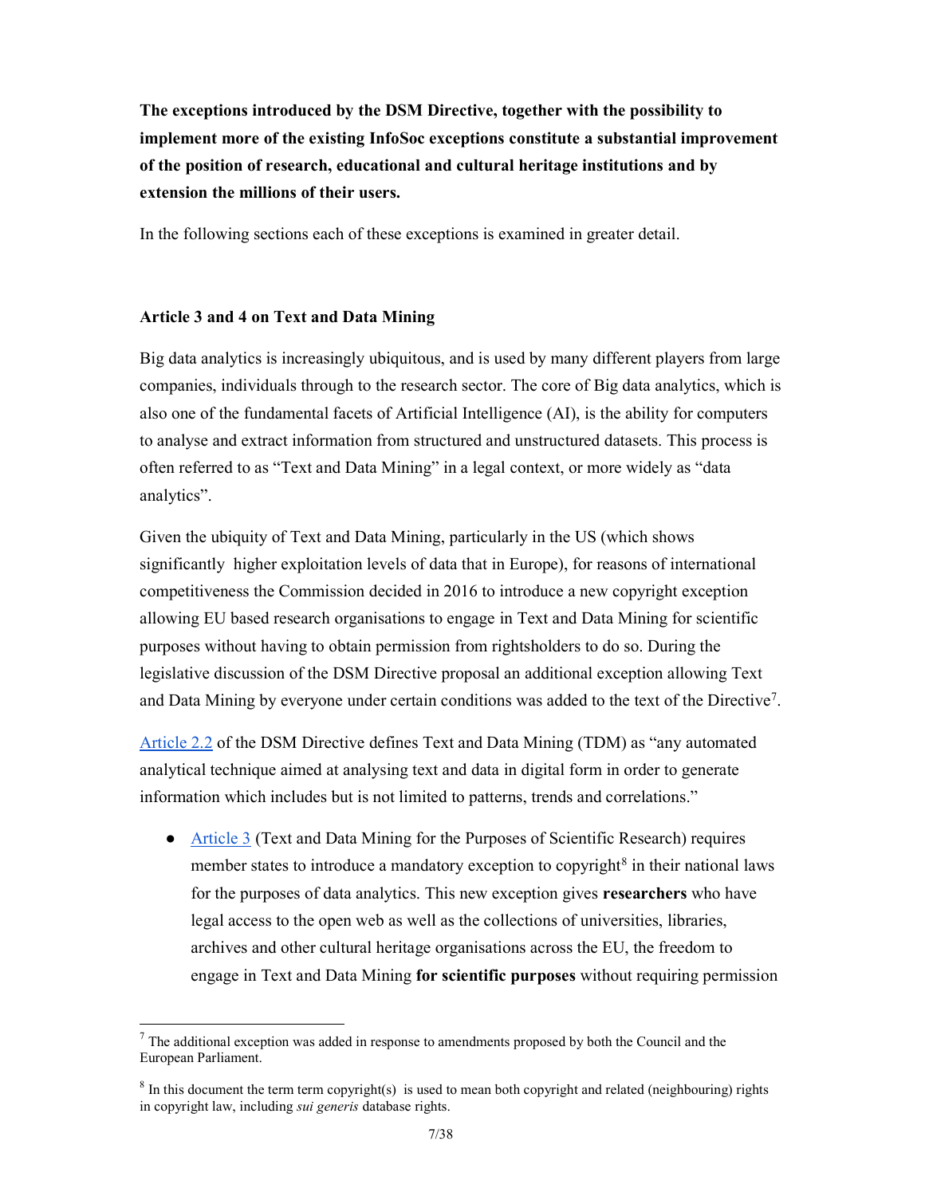**The exceptions introduced by the DSM Directive, together with the possibility to implement more of the existing InfoSoc exceptions constitute a substantial improvement of the position of research, educational and cultural heritage institutions and by extension the millions of their users.**

In the following sections each of these exceptions is examined in greater detail.

**Article 3 and 4 on Text and Data Mining**

Big data analytics is increasingly ubiquitous, and is used by many different players from large companies, individuals through to the research sector. The core of Big data analytics, which is also one of the fundamental facets of Artificial Intelligence (AI), is the ability for computers to analyse and extract information from structured and unstructured datasets. This process is often referred to as "Text and Data Mining" in a legal context, or more widely as "data analytics".

Given the ubiquity of Text and Data Mining, particularly in the US (which shows significantly higher exploitation levels of data that in Europe), for reasons of international competitiveness the Commission decided in 2016 to introduce a new copyright exception allowing EU based research organisations to engage in Text and Data Mining for scientific purposes without having to obtain permission from rightsholders to do so. During the legislative discussion of the DSM Directive proposal an additional exception allowing Text and Data Mining by everyone under certain conditions was added to the text of the Directive[7].

Article 2.2 of the DSM Directive defines Text and Data Mining (TDM) as "any automated analytical technique aimed at analysing text and data in digital form in order to generate information which includes but is not limited to patterns, trends and correlations."

- Article 3 (Text and Data Mining for the Purposes of Scientific Research) requires member states to introduce a mandatory exception to copyright[8] in their national laws for the purposes of data analytics. This new exception gives **researchers** who have legal access to the open web as well as the collections of universities, libraries, archives and other cultural heritage organisations across the EU, the freedom to engage in Text and Data Mining **for scientific purposes** without requiring permission

[7] The additional exception was added in response to amendments proposed by both the Council and the European Parliament.

[8] In this document the term term copyright(s) is used to mean both copyright and related (neighbouring) rights in copyright law, including *sui generis* database rights.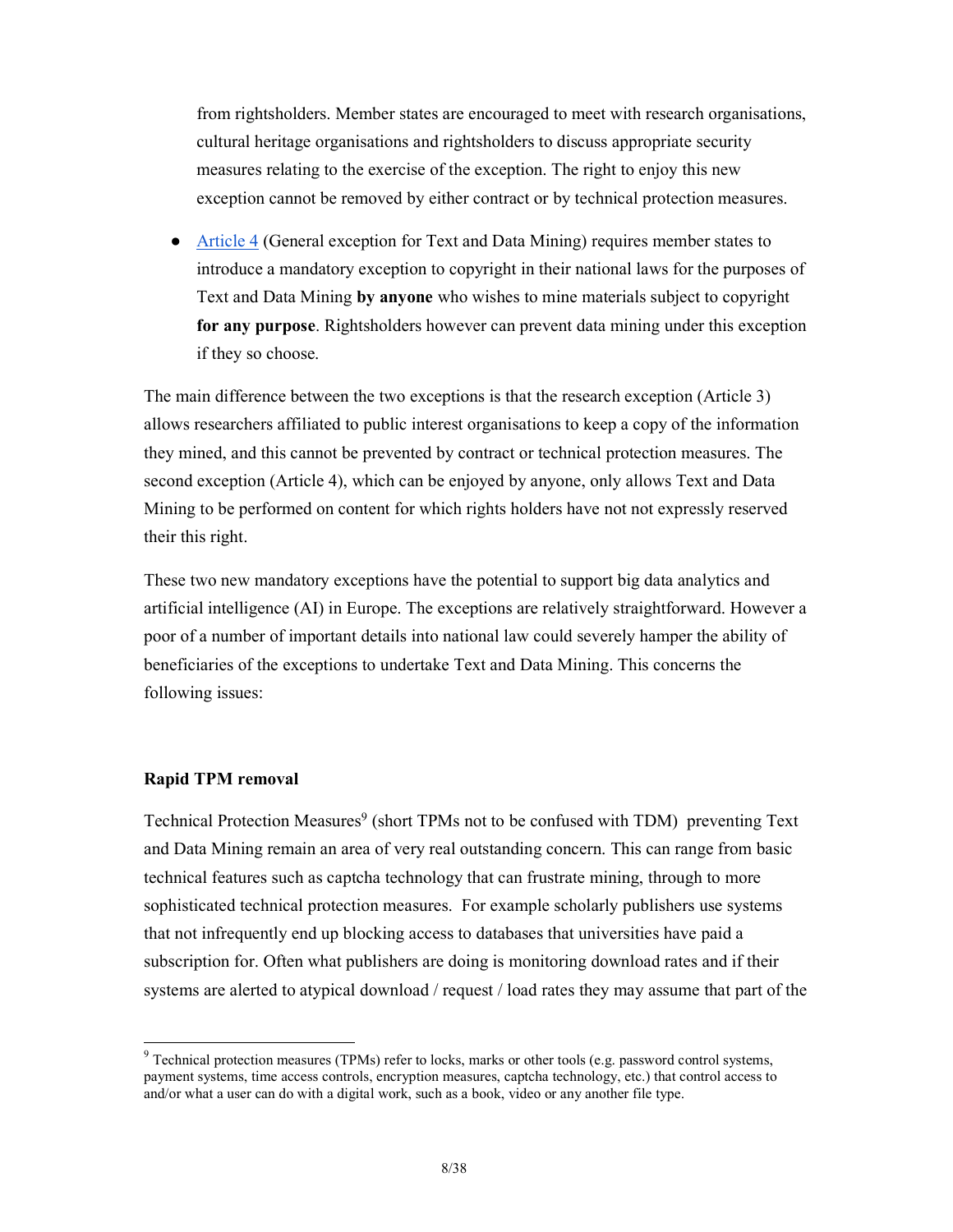from rightsholders. Member states are encouraged to meet with research organisations, cultural heritage organisations and rightsholders to discuss appropriate security measures relating to the exercise of the exception. The right to enjoy this new exception cannot be removed by either contract or by technical protection measures.

- [Article 4](#) (General exception for Text and Data Mining) requires member states to introduce a mandatory exception to copyright in their national laws for the purposes of Text and Data Mining **by anyone** who wishes to mine materials subject to copyright **for any purpose**. Rightsholders however can prevent data mining under this exception if they so choose.

The main difference between the two exceptions is that the research exception (Article 3) allows researchers affiliated to public interest organisations to keep a copy of the information they mined, and this cannot be prevented by contract or technical protection measures. The second exception (Article 4), which can be enjoyed by anyone, only allows Text and Data Mining to be performed on content for which rights holders have not not expressly reserved their this right.

These two new mandatory exceptions have the potential to support big data analytics and artificial intelligence (AI) in Europe. The exceptions are relatively straightforward. However a poor of a number of important details into national law could severely hamper the ability of beneficiaries of the exceptions to undertake Text and Data Mining. This concerns the following issues:

**Rapid TPM removal**

Technical Protection Measures[9] (short TPMs not to be confused with TDM) preventing Text and Data Mining remain an area of very real outstanding concern. This can range from basic technical features such as captcha technology that can frustrate mining, through to more sophisticated technical protection measures. For example scholarly publishers use systems that not infrequently end up blocking access to databases that universities have paid a subscription for. Often what publishers are doing is monitoring download rates and if their systems are alerted to atypical download / request / load rates they may assume that part of the

[9] Technical protection measures (TPMs) refer to locks, marks or other tools (e.g. password control systems, payment systems, time access controls, encryption measures, captcha technology, etc.) that control access to and/or what a user can do with a digital work, such as a book, video or any another file type.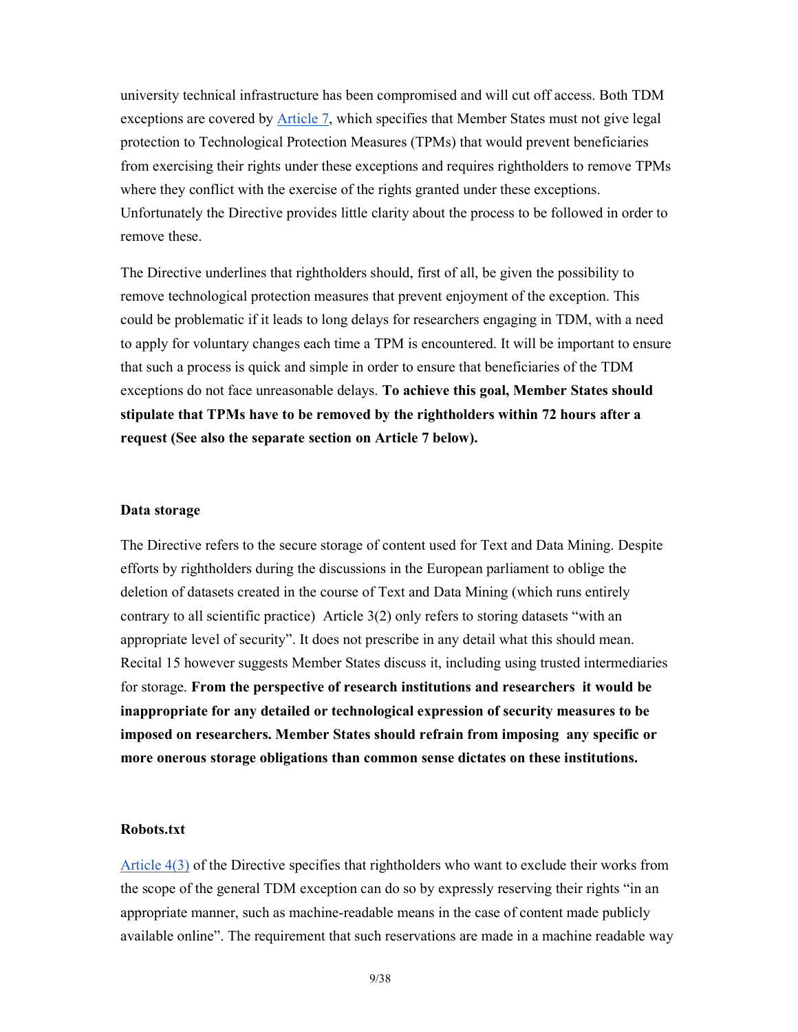university technical infrastructure has been compromised and will cut off access. Both TDM exceptions are covered by Article 7, which specifies that Member States must not give legal protection to Technological Protection Measures (TPMs) that would prevent beneficiaries from exercising their rights under these exceptions and requires rightholders to remove TPMs where they conflict with the exercise of the rights granted under these exceptions. Unfortunately the Directive provides little clarity about the process to be followed in order to remove these.

The Directive underlines that rightholders should, first of all, be given the possibility to remove technological protection measures that prevent enjoyment of the exception. This could be problematic if it leads to long delays for researchers engaging in TDM, with a need to apply for voluntary changes each time a TPM is encountered. It will be important to ensure that such a process is quick and simple in order to ensure that beneficiaries of the TDM exceptions do not face unreasonable delays. **To achieve this goal, Member States should stipulate that TPMs have to be removed by the rightholders within 72 hours after a request (See also the separate section on Article 7 below).**

### Data storage

The Directive refers to the secure storage of content used for Text and Data Mining. Despite efforts by rightholders during the discussions in the European parliament to oblige the deletion of datasets created in the course of Text and Data Mining (which runs entirely contrary to all scientific practice) Article 3(2) only refers to storing datasets "with an appropriate level of security". It does not prescribe in any detail what this should mean. Recital 15 however suggests Member States discuss it, including using trusted intermediaries for storage. **From the perspective of research institutions and researchers it would be inappropriate for any detailed or technological expression of security measures to be imposed on researchers. Member States should refrain from imposing any specific or more onerous storage obligations than common sense dictates on these institutions.**

### Robots.txt

Article 4(3) of the Directive specifies that rightholders who want to exclude their works from the scope of the general TDM exception can do so by expressly reserving their rights "in an appropriate manner, such as machine-readable means in the case of content made publicly available online". The requirement that such reservations are made in a machine readable way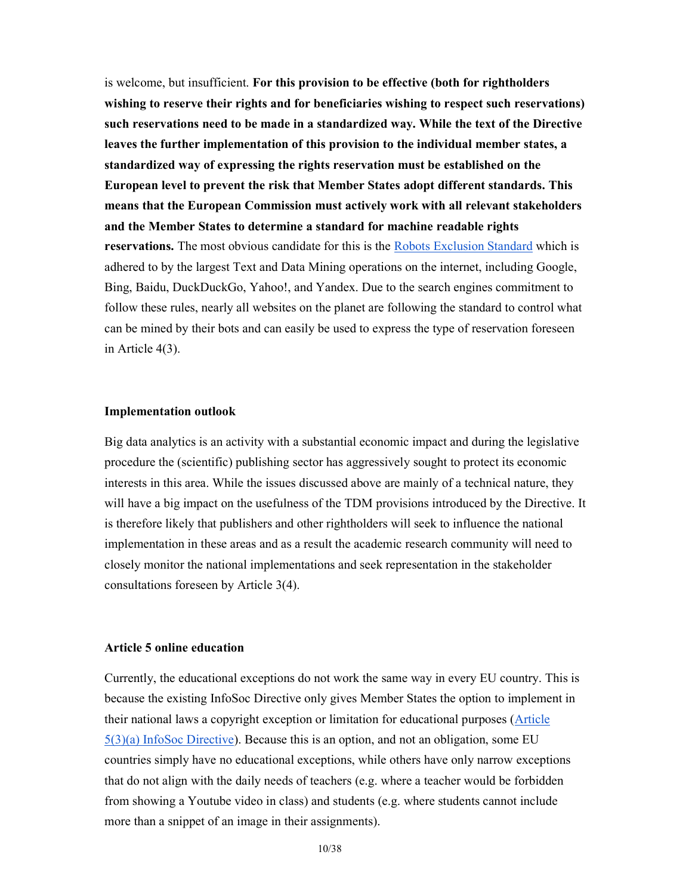is welcome, but insufficient. **For this provision to be effective (both for rightholders wishing to reserve their rights and for beneficiaries wishing to respect such reservations) such reservations need to be made in a standardized way. While the text of the Directive leaves the further implementation of this provision to the individual member states, a standardized way of expressing the rights reservation must be established on the European level to prevent the risk that Member States adopt different standards. This means that the European Commission must actively work with all relevant stakeholders and the Member States to determine a standard for machine readable rights reservations.** The most obvious candidate for this is the Robots Exclusion Standard which is adhered to by the largest Text and Data Mining operations on the internet, including Google, Bing, Baidu, DuckDuckGo, Yahoo!, and Yandex. Due to the search engines commitment to follow these rules, nearly all websites on the planet are following the standard to control what can be mined by their bots and can easily be used to express the type of reservation foreseen in Article 4(3).

### Implementation outlook

Big data analytics is an activity with a substantial economic impact and during the legislative procedure the (scientific) publishing sector has aggressively sought to protect its economic interests in this area. While the issues discussed above are mainly of a technical nature, they will have a big impact on the usefulness of the TDM provisions introduced by the Directive. It is therefore likely that publishers and other rightholders will seek to influence the national implementation in these areas and as a result the academic research community will need to closely monitor the national implementations and seek representation in the stakeholder consultations foreseen by Article 3(4).

### Article 5 online education

Currently, the educational exceptions do not work the same way in every EU country. This is because the existing InfoSoc Directive only gives Member States the option to implement in their national laws a copyright exception or limitation for educational purposes (Article 5(3)(a) InfoSoc Directive). Because this is an option, and not an obligation, some EU countries simply have no educational exceptions, while others have only narrow exceptions that do not align with the daily needs of teachers (e.g. where a teacher would be forbidden from showing a Youtube video in class) and students (e.g. where students cannot include more than a snippet of an image in their assignments).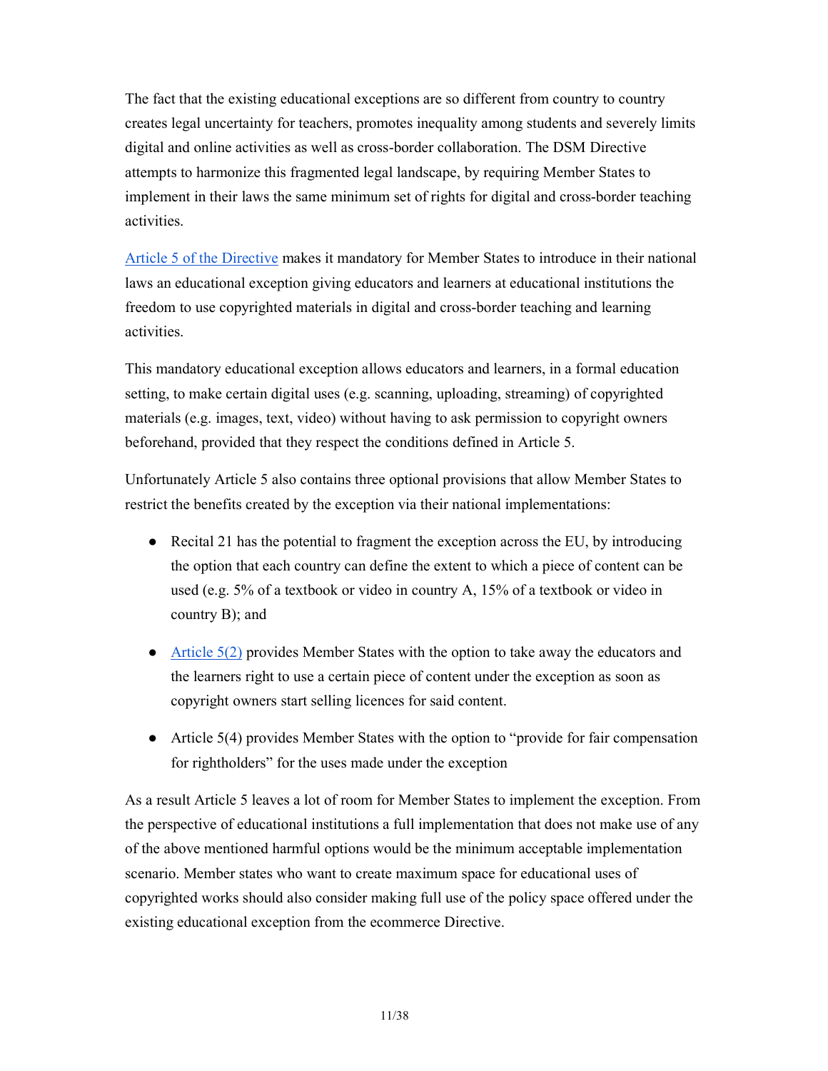The fact that the existing educational exceptions are so different from country to country creates legal uncertainty for teachers, promotes inequality among students and severely limits digital and online activities as well as cross-border collaboration. The DSM Directive attempts to harmonize this fragmented legal landscape, by requiring Member States to implement in their laws the same minimum set of rights for digital and cross-border teaching activities.

Article 5 of the Directive makes it mandatory for Member States to introduce in their national laws an educational exception giving educators and learners at educational institutions the freedom to use copyrighted materials in digital and cross-border teaching and learning activities.

This mandatory educational exception allows educators and learners, in a formal education setting, to make certain digital uses (e.g. scanning, uploading, streaming) of copyrighted materials (e.g. images, text, video) without having to ask permission to copyright owners beforehand, provided that they respect the conditions defined in Article 5.

Unfortunately Article 5 also contains three optional provisions that allow Member States to restrict the benefits created by the exception via their national implementations:

- Recital 21 has the potential to fragment the exception across the EU, by introducing the option that each country can define the extent to which a piece of content can be used (e.g. 5% of a textbook or video in country A, 15% of a textbook or video in country B); and
- Article 5(2) provides Member States with the option to take away the educators and the learners right to use a certain piece of content under the exception as soon as copyright owners start selling licences for said content.
- Article 5(4) provides Member States with the option to "provide for fair compensation for rightholders" for the uses made under the exception

As a result Article 5 leaves a lot of room for Member States to implement the exception. From the perspective of educational institutions a full implementation that does not make use of any of the above mentioned harmful options would be the minimum acceptable implementation scenario. Member states who want to create maximum space for educational uses of copyrighted works should also consider making full use of the policy space offered under the existing educational exception from the ecommerce Directive.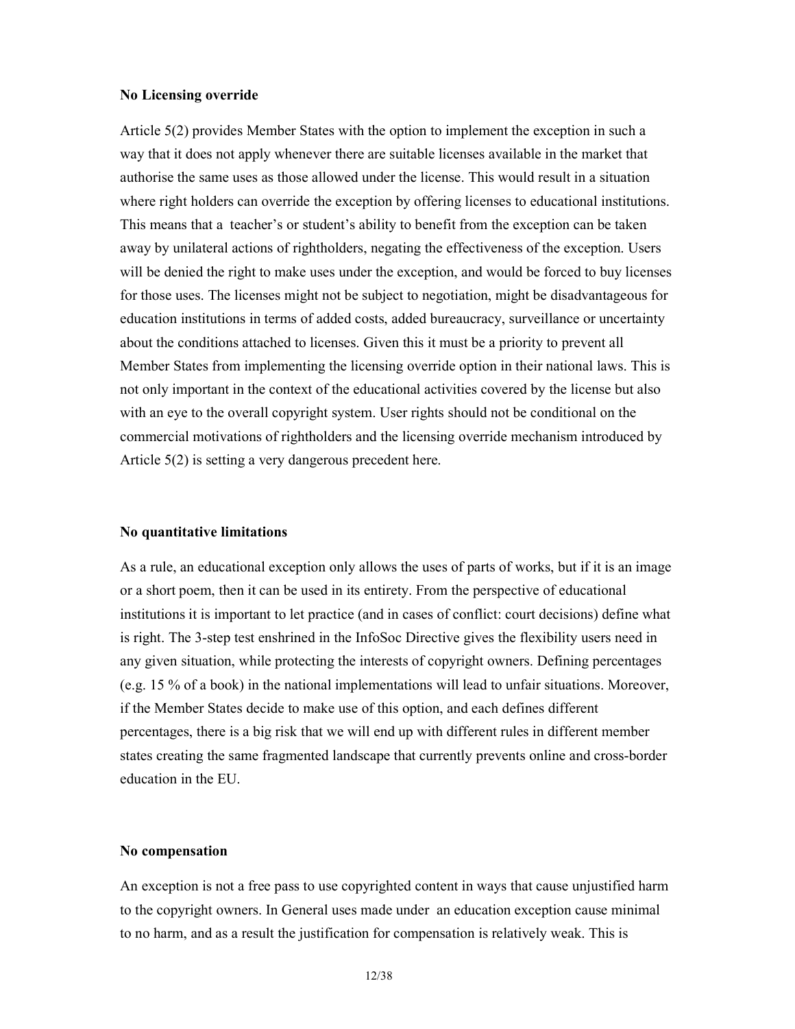**No Licensing override**

Article 5(2) provides Member States with the option to implement the exception in such a way that it does not apply whenever there are suitable licenses available in the market that authorise the same uses as those allowed under the license. This would result in a situation where right holders can override the exception by offering licenses to educational institutions. This means that a teacher's or student's ability to benefit from the exception can be taken away by unilateral actions of rightholders, negating the effectiveness of the exception. Users will be denied the right to make uses under the exception, and would be forced to buy licenses for those uses. The licenses might not be subject to negotiation, might be disadvantageous for education institutions in terms of added costs, added bureaucracy, surveillance or uncertainty about the conditions attached to licenses. Given this it must be a priority to prevent all Member States from implementing the licensing override option in their national laws. This is not only important in the context of the educational activities covered by the license but also with an eye to the overall copyright system. User rights should not be conditional on the commercial motivations of rightholders and the licensing override mechanism introduced by Article 5(2) is setting a very dangerous precedent here.

**No quantitative limitations**

As a rule, an educational exception only allows the uses of parts of works, but if it is an image or a short poem, then it can be used in its entirety. From the perspective of educational institutions it is important to let practice (and in cases of conflict: court decisions) define what is right. The 3-step test enshrined in the InfoSoc Directive gives the flexibility users need in any given situation, while protecting the interests of copyright owners. Defining percentages (e.g. 15 % of a book) in the national implementations will lead to unfair situations. Moreover, if the Member States decide to make use of this option, and each defines different percentages, there is a big risk that we will end up with different rules in different member states creating the same fragmented landscape that currently prevents online and cross-border education in the EU.

**No compensation**

An exception is not a free pass to use copyrighted content in ways that cause unjustified harm to the copyright owners. In General uses made under an education exception cause minimal to no harm, and as a result the justification for compensation is relatively weak. This is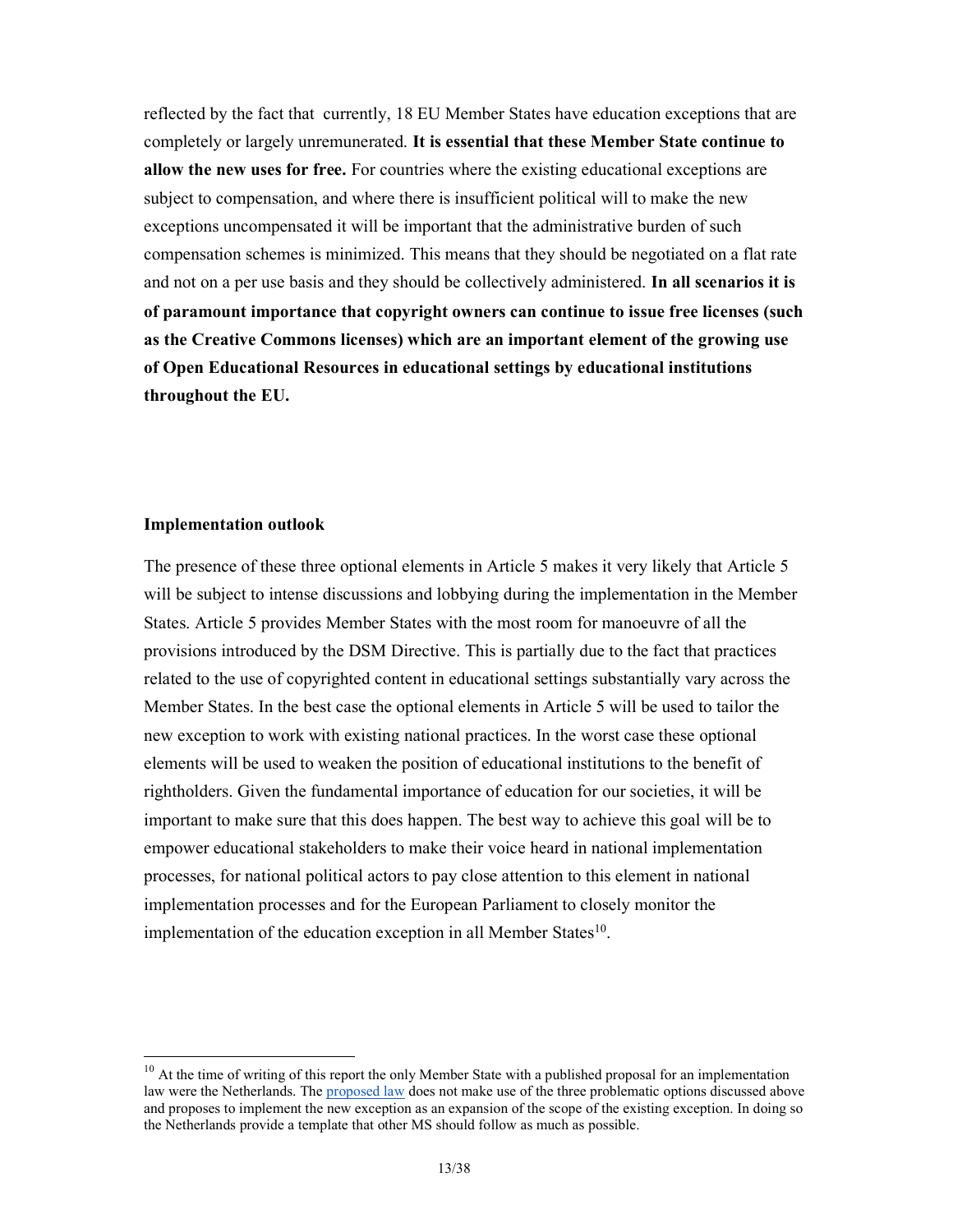reflected by the fact that currently, 18 EU Member States have education exceptions that are completely or largely unremunerated. **It is essential that these Member State continue to allow the new uses for free.** For countries where the existing educational exceptions are subject to compensation, and where there is insufficient political will to make the new exceptions uncompensated it will be important that the administrative burden of such compensation schemes is minimized. This means that they should be negotiated on a flat rate and not on a per use basis and they should be collectively administered. **In all scenarios it is of paramount importance that copyright owners can continue to issue free licenses (such as the Creative Commons licenses) which are an important element of the growing use of Open Educational Resources in educational settings by educational institutions throughout the EU.**

**Implementation outlook**

The presence of these three optional elements in Article 5 makes it very likely that Article 5 will be subject to intense discussions and lobbying during the implementation in the Member States. Article 5 provides Member States with the most room for manoeuvre of all the provisions introduced by the DSM Directive. This is partially due to the fact that practices related to the use of copyrighted content in educational settings substantially vary across the Member States. In the best case the optional elements in Article 5 will be used to tailor the new exception to work with existing national practices. In the worst case these optional elements will be used to weaken the position of educational institutions to the benefit of rightholders. Given the fundamental importance of education for our societies, it will be important to make sure that this does happen. The best way to achieve this goal will be to empower educational stakeholders to make their voice heard in national implementation processes, for national political actors to pay close attention to this element in national implementation processes and for the European Parliament to closely monitor the implementation of the education exception in all Member States[10].

[10] At the time of writing of this report the only Member State with a published proposal for an implementation law were the Netherlands. The proposed law does not make use of the three problematic options discussed above and proposes to implement the new exception as an expansion of the scope of the existing exception. In doing so the Netherlands provide a template that other MS should follow as much as possible.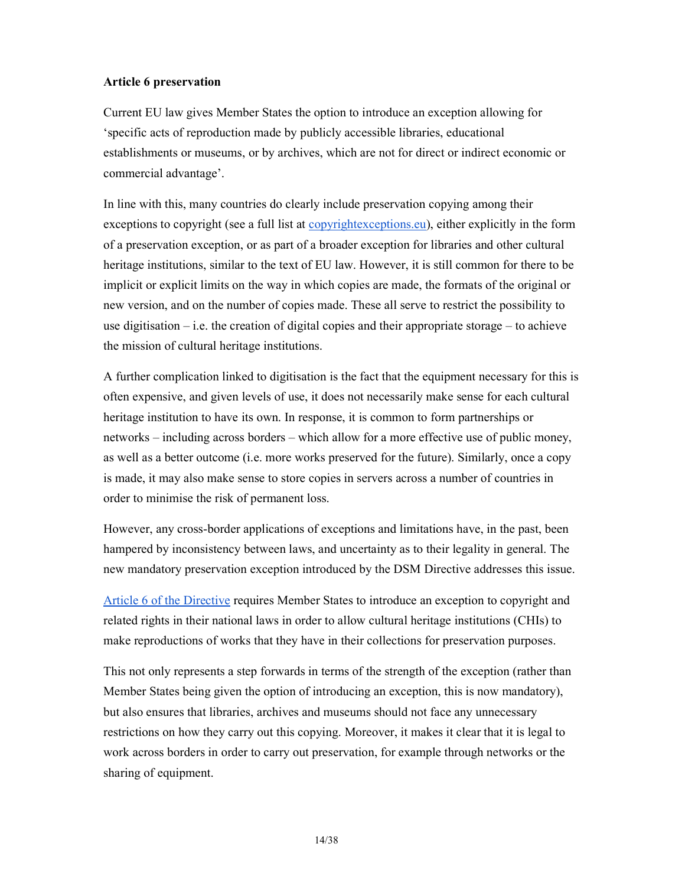**Article 6 preservation**

Current EU law gives Member States the option to introduce an exception allowing for 'specific acts of reproduction made by publicly accessible libraries, educational establishments or museums, or by archives, which are not for direct or indirect economic or commercial advantage'.

In line with this, many countries do clearly include preservation copying among their exceptions to copyright (see a full list at copyrightexceptions.eu), either explicitly in the form of a preservation exception, or as part of a broader exception for libraries and other cultural heritage institutions, similar to the text of EU law. However, it is still common for there to be implicit or explicit limits on the way in which copies are made, the formats of the original or new version, and on the number of copies made. These all serve to restrict the possibility to use digitisation – i.e. the creation of digital copies and their appropriate storage – to achieve the mission of cultural heritage institutions.

A further complication linked to digitisation is the fact that the equipment necessary for this is often expensive, and given levels of use, it does not necessarily make sense for each cultural heritage institution to have its own. In response, it is common to form partnerships or networks – including across borders – which allow for a more effective use of public money, as well as a better outcome (i.e. more works preserved for the future). Similarly, once a copy is made, it may also make sense to store copies in servers across a number of countries in order to minimise the risk of permanent loss.

However, any cross-border applications of exceptions and limitations have, in the past, been hampered by inconsistency between laws, and uncertainty as to their legality in general. The new mandatory preservation exception introduced by the DSM Directive addresses this issue.

Article 6 of the Directive requires Member States to introduce an exception to copyright and related rights in their national laws in order to allow cultural heritage institutions (CHIs) to make reproductions of works that they have in their collections for preservation purposes.

This not only represents a step forwards in terms of the strength of the exception (rather than Member States being given the option of introducing an exception, this is now mandatory), but also ensures that libraries, archives and museums should not face any unnecessary restrictions on how they carry out this copying. Moreover, it makes it clear that it is legal to work across borders in order to carry out preservation, for example through networks or the sharing of equipment.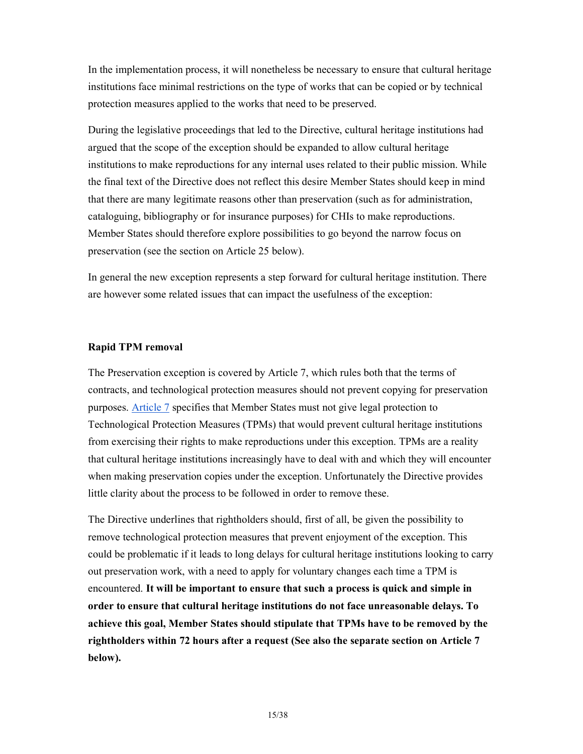In the implementation process, it will nonetheless be necessary to ensure that cultural heritage institutions face minimal restrictions on the type of works that can be copied or by technical protection measures applied to the works that need to be preserved.

During the legislative proceedings that led to the Directive, cultural heritage institutions had argued that the scope of the exception should be expanded to allow cultural heritage institutions to make reproductions for any internal uses related to their public mission. While the final text of the Directive does not reflect this desire Member States should keep in mind that there are many legitimate reasons other than preservation (such as for administration, cataloguing, bibliography or for insurance purposes) for CHIs to make reproductions. Member States should therefore explore possibilities to go beyond the narrow focus on preservation (see the section on Article 25 below).

In general the new exception represents a step forward for cultural heritage institution. There are however some related issues that can impact the usefulness of the exception:

### Rapid TPM removal

The Preservation exception is covered by Article 7, which rules both that the terms of contracts, and technological protection measures should not prevent copying for preservation purposes. Article 7 specifies that Member States must not give legal protection to Technological Protection Measures (TPMs) that would prevent cultural heritage institutions from exercising their rights to make reproductions under this exception. TPMs are a reality that cultural heritage institutions increasingly have to deal with and which they will encounter when making preservation copies under the exception. Unfortunately the Directive provides little clarity about the process to be followed in order to remove these.

The Directive underlines that rightholders should, first of all, be given the possibility to remove technological protection measures that prevent enjoyment of the exception. This could be problematic if it leads to long delays for cultural heritage institutions looking to carry out preservation work, with a need to apply for voluntary changes each time a TPM is encountered. **It will be important to ensure that such a process is quick and simple in order to ensure that cultural heritage institutions do not face unreasonable delays. To achieve this goal, Member States should stipulate that TPMs have to be removed by the rightholders within 72 hours after a request (See also the separate section on Article 7 below).**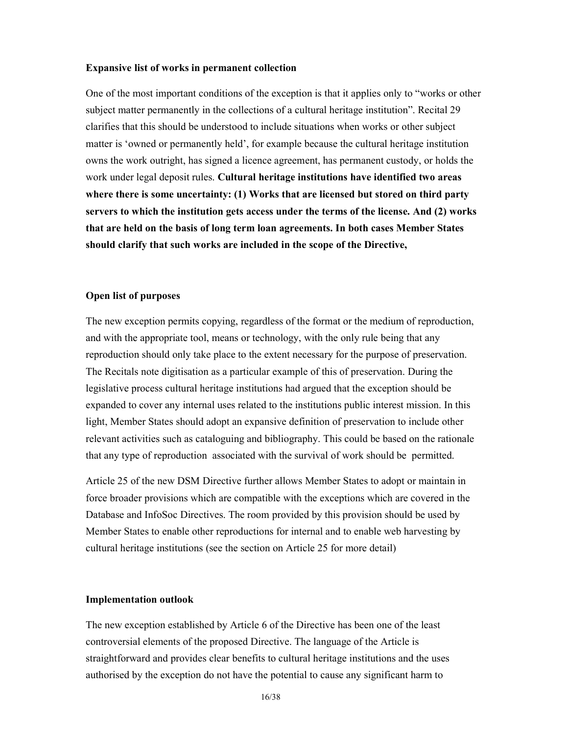**Expansive list of works in permanent collection**

One of the most important conditions of the exception is that it applies only to "works or other subject matter permanently in the collections of a cultural heritage institution". Recital 29 clarifies that this should be understood to include situations when works or other subject matter is 'owned or permanently held', for example because the cultural heritage institution owns the work outright, has signed a licence agreement, has permanent custody, or holds the work under legal deposit rules. **Cultural heritage institutions have identified two areas where there is some uncertainty: (1) Works that are licensed but stored on third party servers to which the institution gets access under the terms of the license. And (2) works that are held on the basis of long term loan agreements. In both cases Member States should clarify that such works are included in the scope of the Directive,**

**Open list of purposes**

The new exception permits copying, regardless of the format or the medium of reproduction, and with the appropriate tool, means or technology, with the only rule being that any reproduction should only take place to the extent necessary for the purpose of preservation. The Recitals note digitisation as a particular example of this of preservation. During the legislative process cultural heritage institutions had argued that the exception should be expanded to cover any internal uses related to the institutions public interest mission. In this light, Member States should adopt an expansive definition of preservation to include other relevant activities such as cataloguing and bibliography. This could be based on the rationale that any type of reproduction associated with the survival of work should be permitted.

Article 25 of the new DSM Directive further allows Member States to adopt or maintain in force broader provisions which are compatible with the exceptions which are covered in the Database and InfoSoc Directives. The room provided by this provision should be used by Member States to enable other reproductions for internal and to enable web harvesting by cultural heritage institutions (see the section on Article 25 for more detail)

**Implementation outlook**

The new exception established by Article 6 of the Directive has been one of the least controversial elements of the proposed Directive. The language of the Article is straightforward and provides clear benefits to cultural heritage institutions and the uses authorised by the exception do not have the potential to cause any significant harm to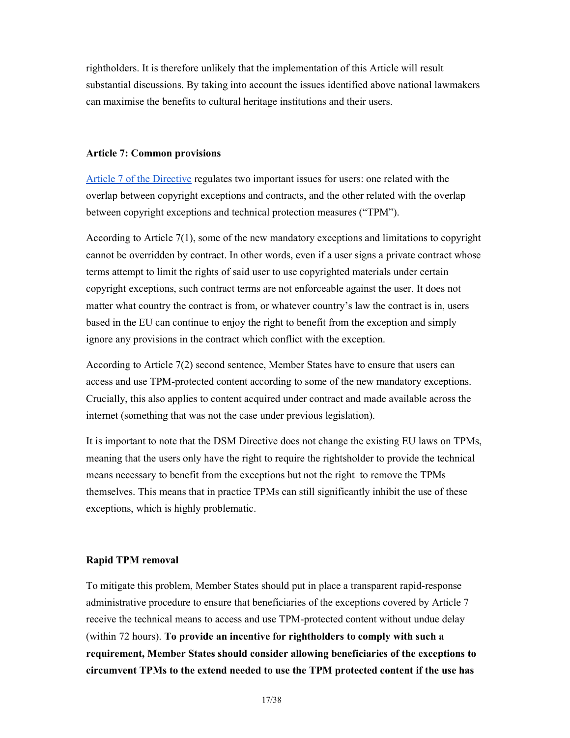rightholders. It is therefore unlikely that the implementation of this Article will result substantial discussions. By taking into account the issues identified above national lawmakers can maximise the benefits to cultural heritage institutions and their users.

### Article 7: Common provisions

[Article 7 of the Directive](#) regulates two important issues for users: one related with the overlap between copyright exceptions and contracts, and the other related with the overlap between copyright exceptions and technical protection measures ("TPM").

According to Article 7(1), some of the new mandatory exceptions and limitations to copyright cannot be overridden by contract. In other words, even if a user signs a private contract whose terms attempt to limit the rights of said user to use copyrighted materials under certain copyright exceptions, such contract terms are not enforceable against the user. It does not matter what country the contract is from, or whatever country's law the contract is in, users based in the EU can continue to enjoy the right to benefit from the exception and simply ignore any provisions in the contract which conflict with the exception.

According to Article 7(2) second sentence, Member States have to ensure that users can access and use TPM-protected content according to some of the new mandatory exceptions. Crucially, this also applies to content acquired under contract and made available across the internet (something that was not the case under previous legislation).

It is important to note that the DSM Directive does not change the existing EU laws on TPMs, meaning that the users only have the right to require the rightsholder to provide the technical means necessary to benefit from the exceptions but not the right to remove the TPMs themselves. This means that in practice TPMs can still significantly inhibit the use of these exceptions, which is highly problematic.

### Rapid TPM removal

To mitigate this problem, Member States should put in place a transparent rapid-response administrative procedure to ensure that beneficiaries of the exceptions covered by Article 7 receive the technical means to access and use TPM-protected content without undue delay (within 72 hours). **To provide an incentive for rightholders to comply with such a requirement, Member States should consider allowing beneficiaries of the exceptions to circumvent TPMs to the extend needed to use the TPM protected content if the use has**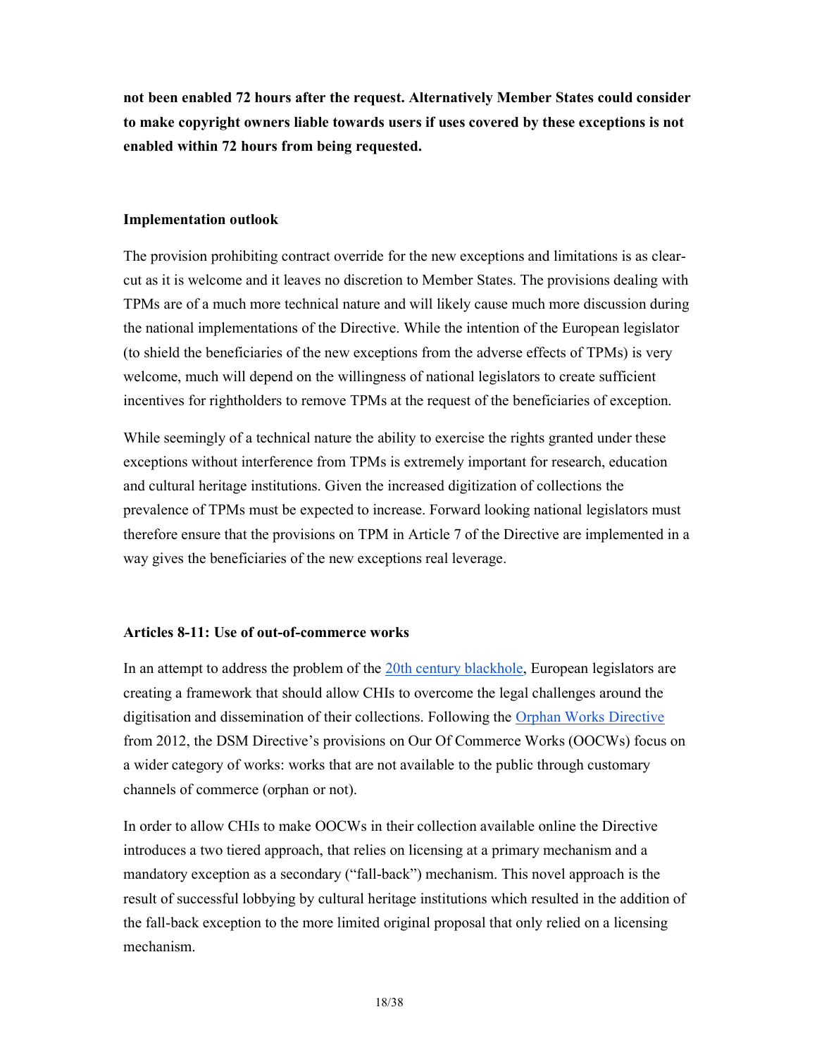**not been enabled 72 hours after the request. Alternatively Member States could consider to make copyright owners liable towards users if uses covered by these exceptions is not enabled within 72 hours from being requested.**

**Implementation outlook**

The provision prohibiting contract override for the new exceptions and limitations is as clear-cut as it is welcome and it leaves no discretion to Member States. The provisions dealing with TPMs are of a much more technical nature and will likely cause much more discussion during the national implementations of the Directive. While the intention of the European legislator (to shield the beneficiaries of the new exceptions from the adverse effects of TPMs) is very welcome, much will depend on the willingness of national legislators to create sufficient incentives for rightholders to remove TPMs at the request of the beneficiaries of exception.

While seemingly of a technical nature the ability to exercise the rights granted under these exceptions without interference from TPMs is extremely important for research, education and cultural heritage institutions. Given the increased digitization of collections the prevalence of TPMs must be expected to increase. Forward looking national legislators must therefore ensure that the provisions on TPM in Article 7 of the Directive are implemented in a way gives the beneficiaries of the new exceptions real leverage.

**Articles 8-11: Use of out-of-commerce works**

In an attempt to address the problem of the 20th century blackhole, European legislators are creating a framework that should allow CHIs to overcome the legal challenges around the digitisation and dissemination of their collections. Following the Orphan Works Directive from 2012, the DSM Directive's provisions on Our Of Commerce Works (OOCWs) focus on a wider category of works: works that are not available to the public through customary channels of commerce (orphan or not).

In order to allow CHIs to make OOCWs in their collection available online the Directive introduces a two tiered approach, that relies on licensing at a primary mechanism and a mandatory exception as a secondary ("fall-back") mechanism. This novel approach is the result of successful lobbying by cultural heritage institutions which resulted in the addition of the fall-back exception to the more limited original proposal that only relied on a licensing mechanism.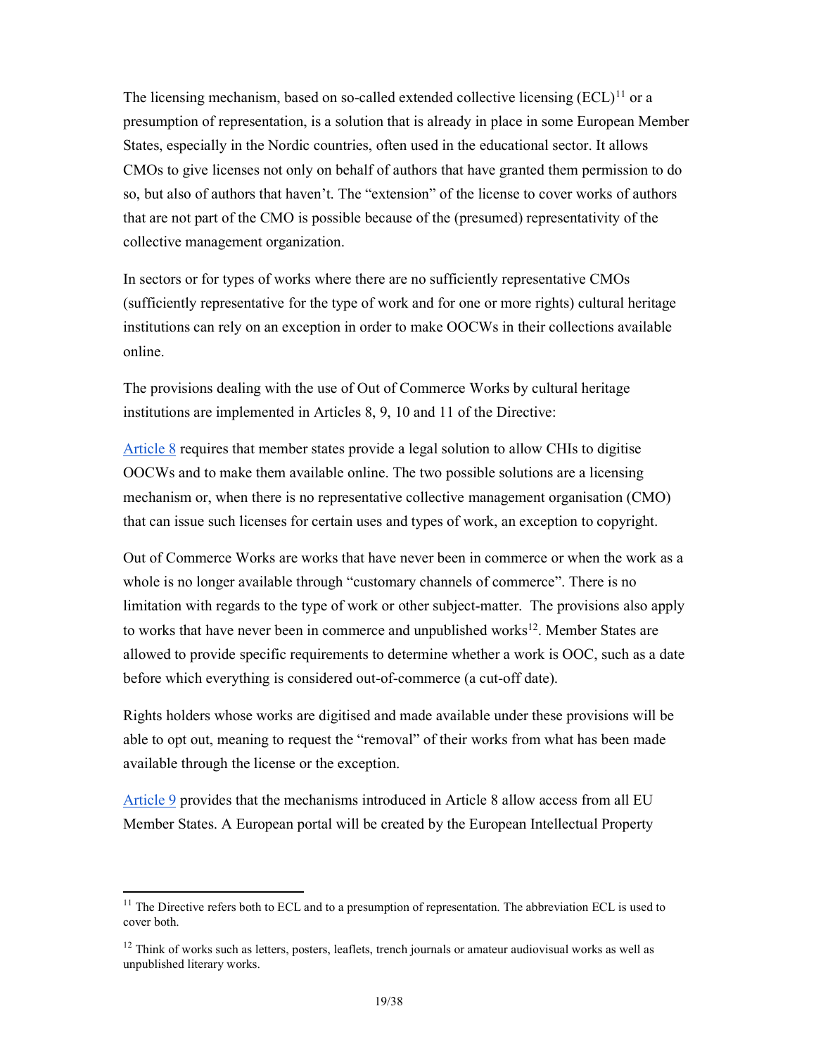The licensing mechanism, based on so-called extended collective licensing (ECL)[11] or a presumption of representation, is a solution that is already in place in some European Member States, especially in the Nordic countries, often used in the educational sector. It allows CMOs to give licenses not only on behalf of authors that have granted them permission to do so, but also of authors that haven't. The "extension" of the license to cover works of authors that are not part of the CMO is possible because of the (presumed) representativity of the collective management organization.

In sectors or for types of works where there are no sufficiently representative CMOs (sufficiently representative for the type of work and for one or more rights) cultural heritage institutions can rely on an exception in order to make OOCWs in their collections available online.

The provisions dealing with the use of Out of Commerce Works by cultural heritage institutions are implemented in Articles 8, 9, 10 and 11 of the Directive:

Article 8 requires that member states provide a legal solution to allow CHIs to digitise OOCWs and to make them available online. The two possible solutions are a licensing mechanism or, when there is no representative collective management organisation (CMO) that can issue such licenses for certain uses and types of work, an exception to copyright.

Out of Commerce Works are works that have never been in commerce or when the work as a whole is no longer available through "customary channels of commerce". There is no limitation with regards to the type of work or other subject-matter. The provisions also apply to works that have never been in commerce and unpublished works[12]. Member States are allowed to provide specific requirements to determine whether a work is OOC, such as a date before which everything is considered out-of-commerce (a cut-off date).

Rights holders whose works are digitised and made available under these provisions will be able to opt out, meaning to request the "removal" of their works from what has been made available through the license or the exception.

Article 9 provides that the mechanisms introduced in Article 8 allow access from all EU Member States. A European portal will be created by the European Intellectual Property

---

[11] The Directive refers both to ECL and to a presumption of representation. The abbreviation ECL is used to cover both.

[12] Think of works such as letters, posters, leaflets, trench journals or amateur audiovisual works as well as unpublished literary works.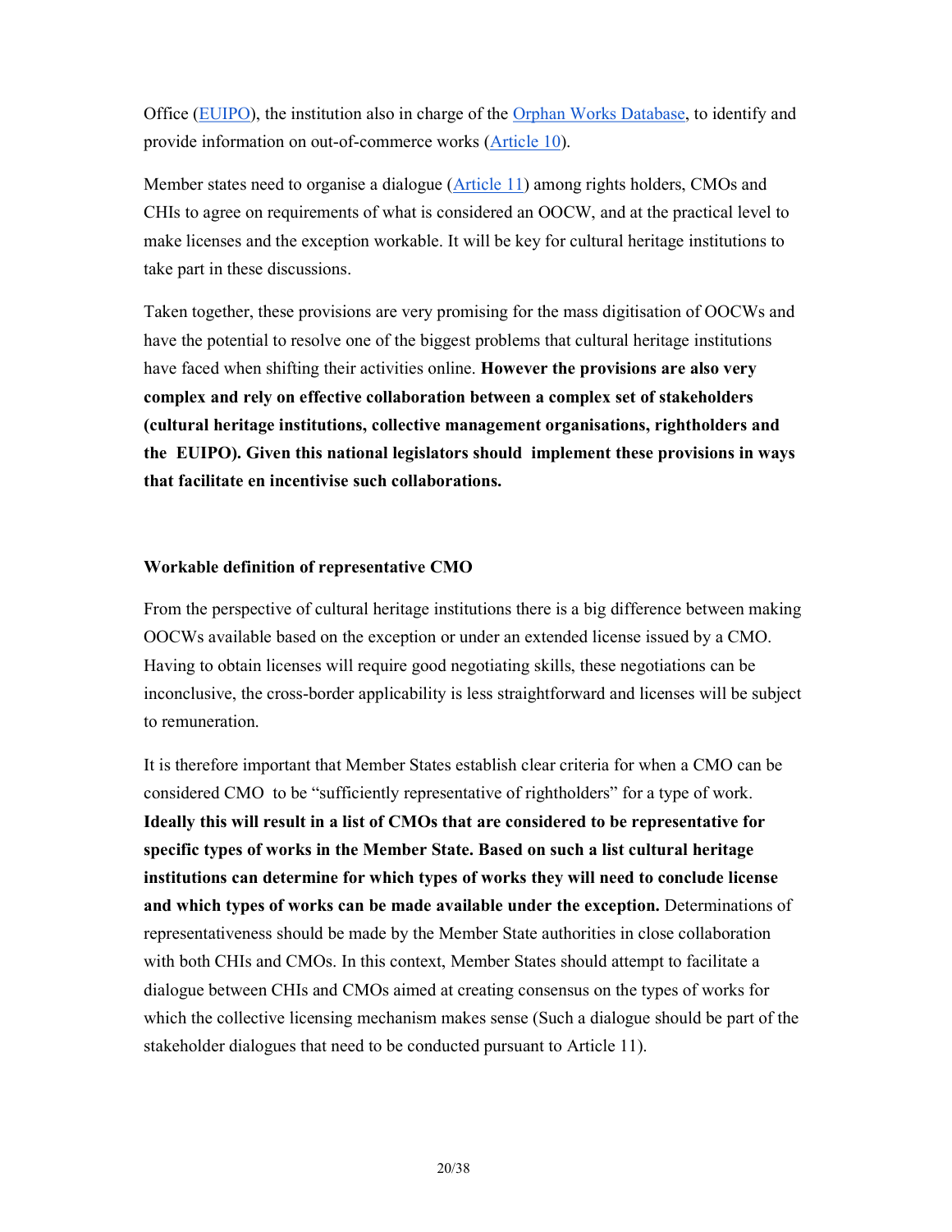Office (EUIPO), the institution also in charge of the Orphan Works Database, to identify and provide information on out-of-commerce works (Article 10).

Member states need to organise a dialogue (Article 11) among rights holders, CMOs and CHIs to agree on requirements of what is considered an OOCW, and at the practical level to make licenses and the exception workable. It will be key for cultural heritage institutions to take part in these discussions.

Taken together, these provisions are very promising for the mass digitisation of OOCWs and have the potential to resolve one of the biggest problems that cultural heritage institutions have faced when shifting their activities online. **However the provisions are also very complex and rely on effective collaboration between a complex set of stakeholders (cultural heritage institutions, collective management organisations, rightholders and the EUIPO). Given this national legislators should implement these provisions in ways that facilitate en incentivise such collaborations.**

**Workable definition of representative CMO**

From the perspective of cultural heritage institutions there is a big difference between making OOCWs available based on the exception or under an extended license issued by a CMO. Having to obtain licenses will require good negotiating skills, these negotiations can be inconclusive, the cross-border applicability is less straightforward and licenses will be subject to remuneration.

It is therefore important that Member States establish clear criteria for when a CMO can be considered CMO to be "sufficiently representative of rightholders" for a type of work. **Ideally this will result in a list of CMOs that are considered to be representative for specific types of works in the Member State. Based on such a list cultural heritage institutions can determine for which types of works they will need to conclude license and which types of works can be made available under the exception.** Determinations of representativeness should be made by the Member State authorities in close collaboration with both CHIs and CMOs. In this context, Member States should attempt to facilitate a dialogue between CHIs and CMOs aimed at creating consensus on the types of works for which the collective licensing mechanism makes sense (Such a dialogue should be part of the stakeholder dialogues that need to be conducted pursuant to Article 11).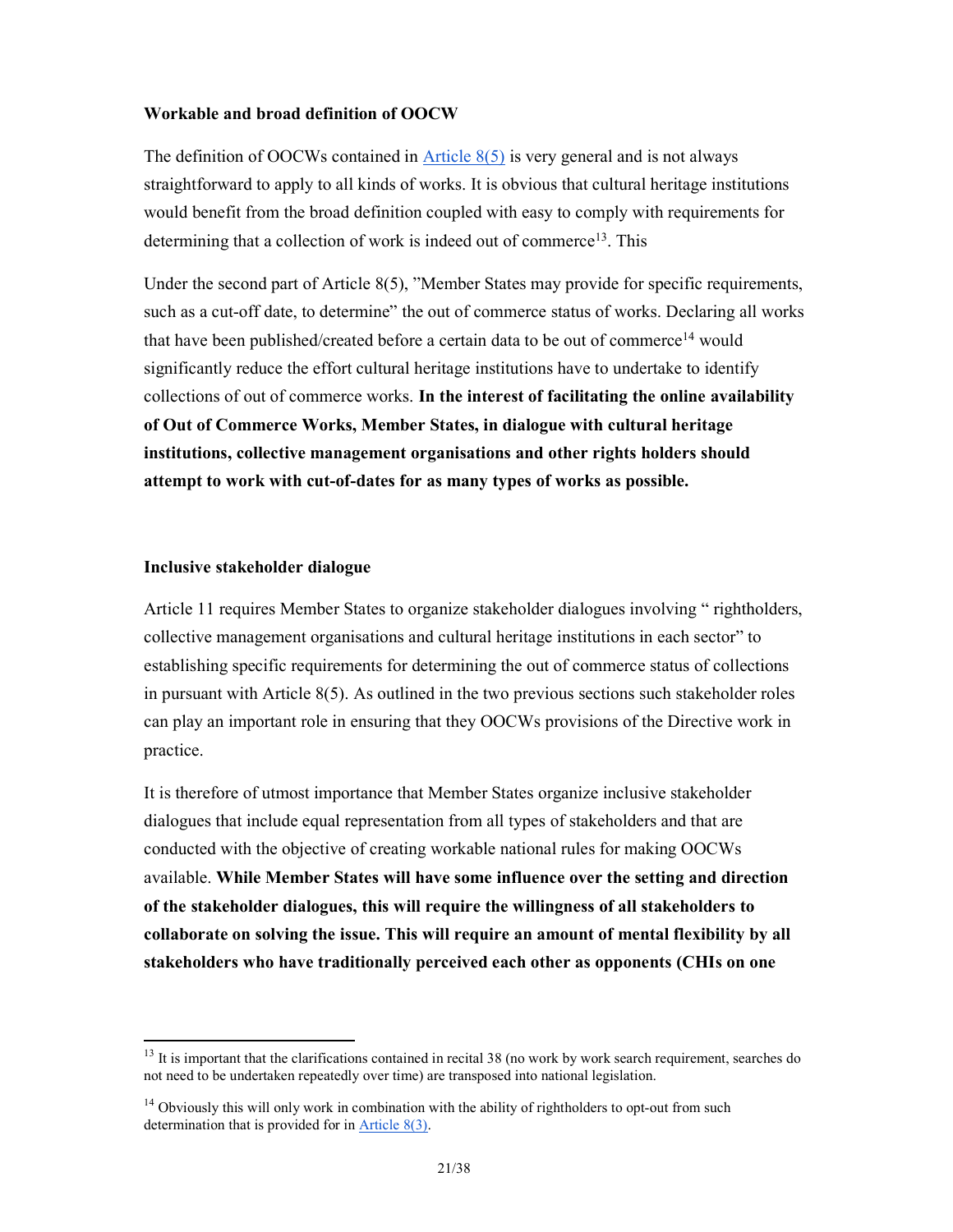**Workable and broad definition of OOCW**

The definition of OOCWs contained in [Article 8(5)](#) is very general and is not always straightforward to apply to all kinds of works. It is obvious that cultural heritage institutions would benefit from the broad definition coupled with easy to comply with requirements for determining that a collection of work is indeed out of commerce[13]. This

Under the second part of Article 8(5), "Member States may provide for specific requirements, such as a cut-off date, to determine" the out of commerce status of works. Declaring all works that have been published/created before a certain data to be out of commerce[14] would significantly reduce the effort cultural heritage institutions have to undertake to identify collections of out of commerce works. **In the interest of facilitating the online availability of Out of Commerce Works, Member States, in dialogue with cultural heritage institutions, collective management organisations and other rights holders should attempt to work with cut-of-dates for as many types of works as possible.**

**Inclusive stakeholder dialogue**

Article 11 requires Member States to organize stakeholder dialogues involving " rightholders, collective management organisations and cultural heritage institutions in each sector" to establishing specific requirements for determining the out of commerce status of collections in pursuant with Article 8(5). As outlined in the two previous sections such stakeholder roles can play an important role in ensuring that they OOCWs provisions of the Directive work in practice.

It is therefore of utmost importance that Member States organize inclusive stakeholder dialogues that include equal representation from all types of stakeholders and that are conducted with the objective of creating workable national rules for making OOCWs available. **While Member States will have some influence over the setting and direction of the stakeholder dialogues, this will require the willingness of all stakeholders to collaborate on solving the issue. This will require an amount of mental flexibility by all stakeholders who have traditionally perceived each other as opponents (CHIs on one**

---

[13] It is important that the clarifications contained in recital 38 (no work by work search requirement, searches do not need to be undertaken repeatedly over time) are transposed into national legislation.

[14] Obviously this will only work in combination with the ability of rightholders to opt-out from such determination that is provided for in [Article 8(3)](#).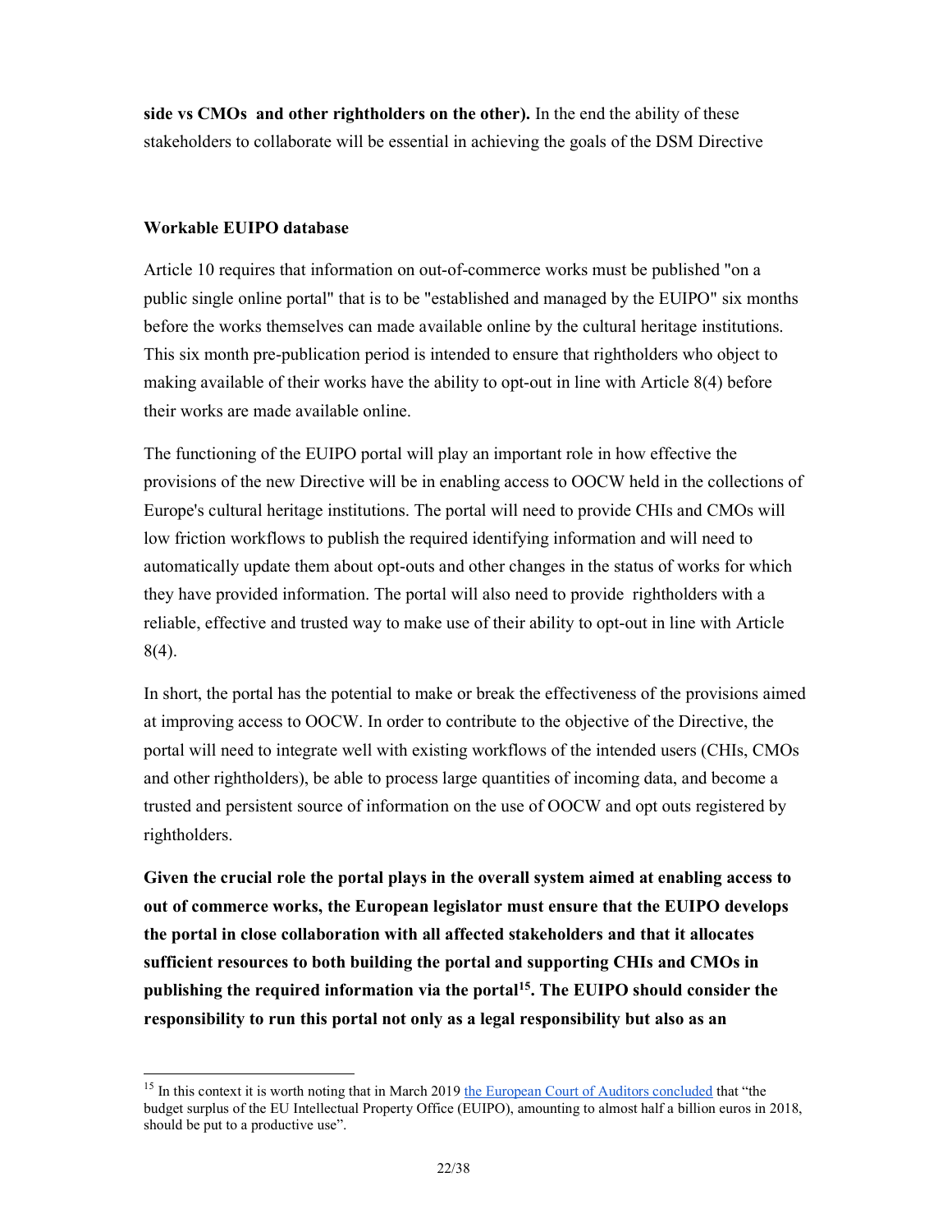**side vs CMOs and other rightholders on the other).** In the end the ability of these stakeholders to collaborate will be essential in achieving the goals of the DSM Directive

**Workable EUIPO database**

Article 10 requires that information on out-of-commerce works must be published "on a public single online portal" that is to be "established and managed by the EUIPO" six months before the works themselves can made available online by the cultural heritage institutions. This six month pre-publication period is intended to ensure that rightholders who object to making available of their works have the ability to opt-out in line with Article 8(4) before their works are made available online.

The functioning of the EUIPO portal will play an important role in how effective the provisions of the new Directive will be in enabling access to OOCW held in the collections of Europe's cultural heritage institutions. The portal will need to provide CHIs and CMOs will low friction workflows to publish the required identifying information and will need to automatically update them about opt-outs and other changes in the status of works for which they have provided information. The portal will also need to provide rightholders with a reliable, effective and trusted way to make use of their ability to opt-out in line with Article 8(4).

In short, the portal has the potential to make or break the effectiveness of the provisions aimed at improving access to OOCW. In order to contribute to the objective of the Directive, the portal will need to integrate well with existing workflows of the intended users (CHIs, CMOs and other rightholders), be able to process large quantities of incoming data, and become a trusted and persistent source of information on the use of OOCW and opt outs registered by rightholders.

**Given the crucial role the portal plays in the overall system aimed at enabling access to out of commerce works, the European legislator must ensure that the EUIPO develops the portal in close collaboration with all affected stakeholders and that it allocates sufficient resources to both building the portal and supporting CHIs and CMOs in publishing the required information via the portal[15]. The EUIPO should consider the responsibility to run this portal not only as a legal responsibility but also as an**

[15] In this context it is worth noting that in March 2019 the European Court of Auditors concluded that "the budget surplus of the EU Intellectual Property Office (EUIPO), amounting to almost half a billion euros in 2018, should be put to a productive use".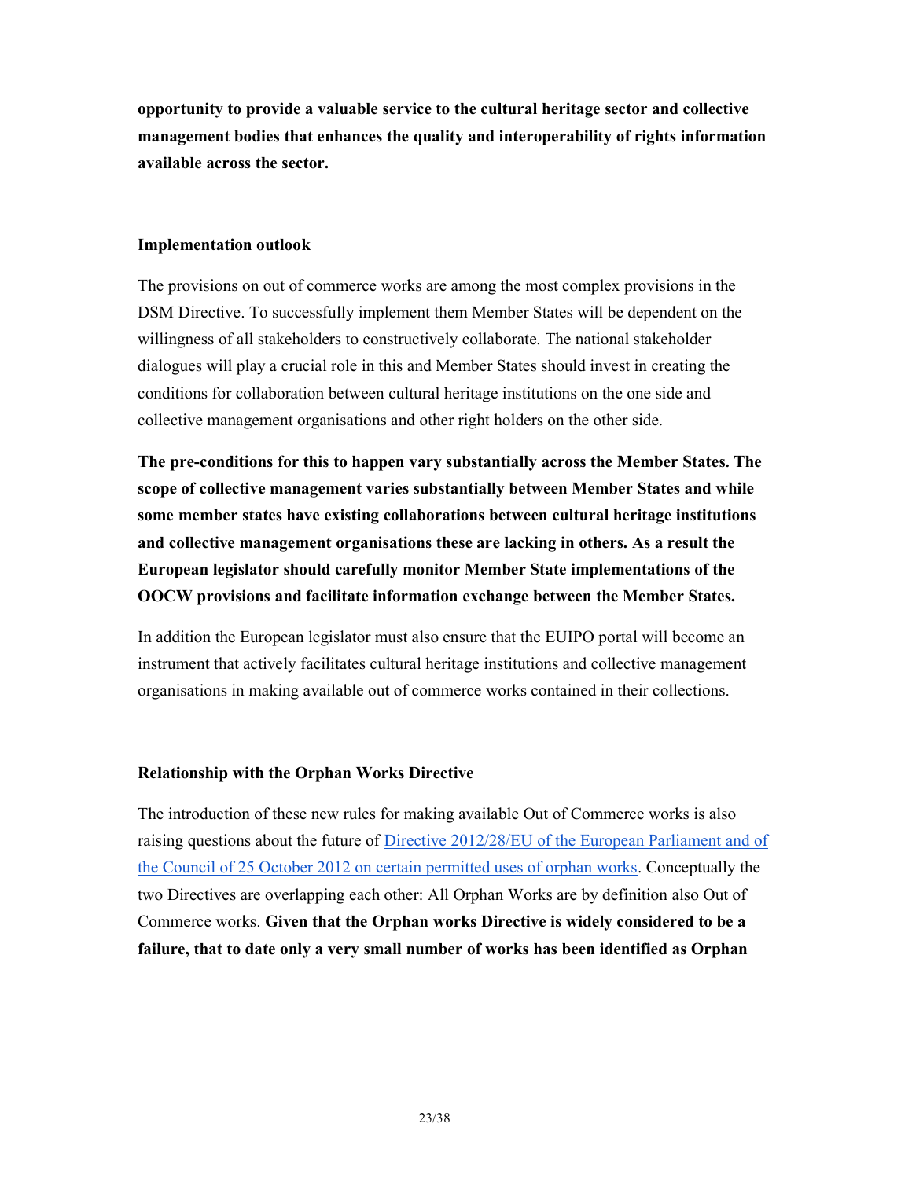**opportunity to provide a valuable service to the cultural heritage sector and collective management bodies that enhances the quality and interoperability of rights information available across the sector.**

### Implementation outlook

The provisions on out of commerce works are among the most complex provisions in the DSM Directive. To successfully implement them Member States will be dependent on the willingness of all stakeholders to constructively collaborate. The national stakeholder dialogues will play a crucial role in this and Member States should invest in creating the conditions for collaboration between cultural heritage institutions on the one side and collective management organisations and other right holders on the other side.

**The pre-conditions for this to happen vary substantially across the Member States. The scope of collective management varies substantially between Member States and while some member states have existing collaborations between cultural heritage institutions and collective management organisations these are lacking in others. As a result the European legislator should carefully monitor Member State implementations of the OOCW provisions and facilitate information exchange between the Member States.**

In addition the European legislator must also ensure that the EUIPO portal will become an instrument that actively facilitates cultural heritage institutions and collective management organisations in making available out of commerce works contained in their collections.

### Relationship with the Orphan Works Directive

The introduction of these new rules for making available Out of Commerce works is also raising questions about the future of [Directive 2012/28/EU of the European Parliament and of the Council of 25 October 2012 on certain permitted uses of orphan works](). Conceptually the two Directives are overlapping each other: All Orphan Works are by definition also Out of Commerce works. **Given that the Orphan works Directive is widely considered to be a failure, that to date only a very small number of works has been identified as Orphan**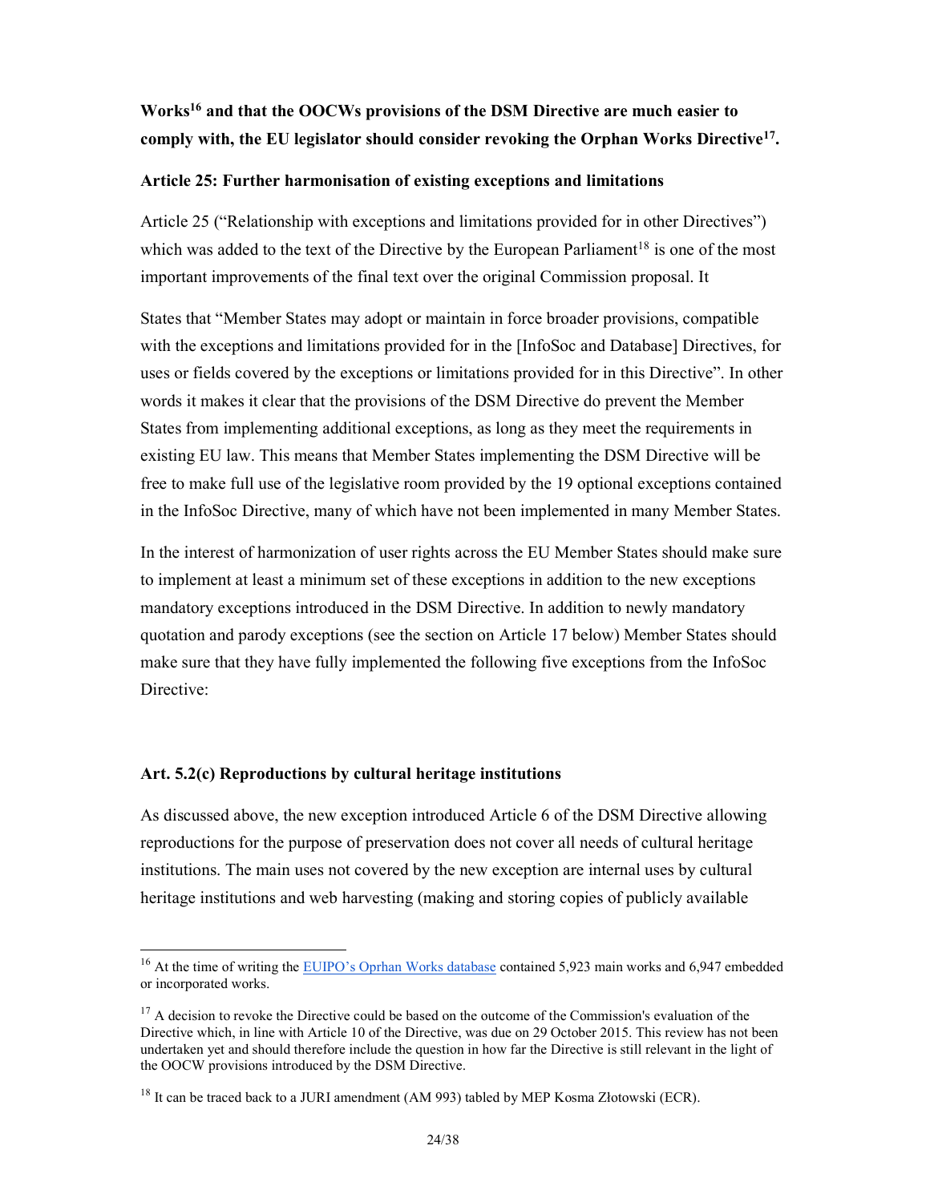**Works[16] and that the OOCWs provisions of the DSM Directive are much easier to comply with, the EU legislator should consider revoking the Orphan Works Directive[17].**

### Article 25: Further harmonisation of existing exceptions and limitations

Article 25 ("Relationship with exceptions and limitations provided for in other Directives") which was added to the text of the Directive by the European Parliament[18] is one of the most important improvements of the final text over the original Commission proposal. It

States that "Member States may adopt or maintain in force broader provisions, compatible with the exceptions and limitations provided for in the [InfoSoc and Database] Directives, for uses or fields covered by the exceptions or limitations provided for in this Directive". In other words it makes it clear that the provisions of the DSM Directive do prevent the Member States from implementing additional exceptions, as long as they meet the requirements in existing EU law. This means that Member States implementing the DSM Directive will be free to make full use of the legislative room provided by the 19 optional exceptions contained in the InfoSoc Directive, many of which have not been implemented in many Member States.

In the interest of harmonization of user rights across the EU Member States should make sure to implement at least a minimum set of these exceptions in addition to the new exceptions mandatory exceptions introduced in the DSM Directive. In addition to newly mandatory quotation and parody exceptions (see the section on Article 17 below) Member States should make sure that they have fully implemented the following five exceptions from the InfoSoc Directive:

### Art. 5.2(c) Reproductions by cultural heritage institutions

As discussed above, the new exception introduced Article 6 of the DSM Directive allowing reproductions for the purpose of preservation does not cover all needs of cultural heritage institutions. The main uses not covered by the new exception are internal uses by cultural heritage institutions and web harvesting (making and storing copies of publicly available

---

[16] At the time of writing the [EUIPO's Oprhan Works database] contained 5,923 main works and 6,947 embedded or incorporated works.

[17] A decision to revoke the Directive could be based on the outcome of the Commission's evaluation of the Directive which, in line with Article 10 of the Directive, was due on 29 October 2015. This review has not been undertaken yet and should therefore include the question in how far the Directive is still relevant in the light of the OOCW provisions introduced by the DSM Directive.

[18] It can be traced back to a JURI amendment (AM 993) tabled by MEP Kosma Złotowski (ECR).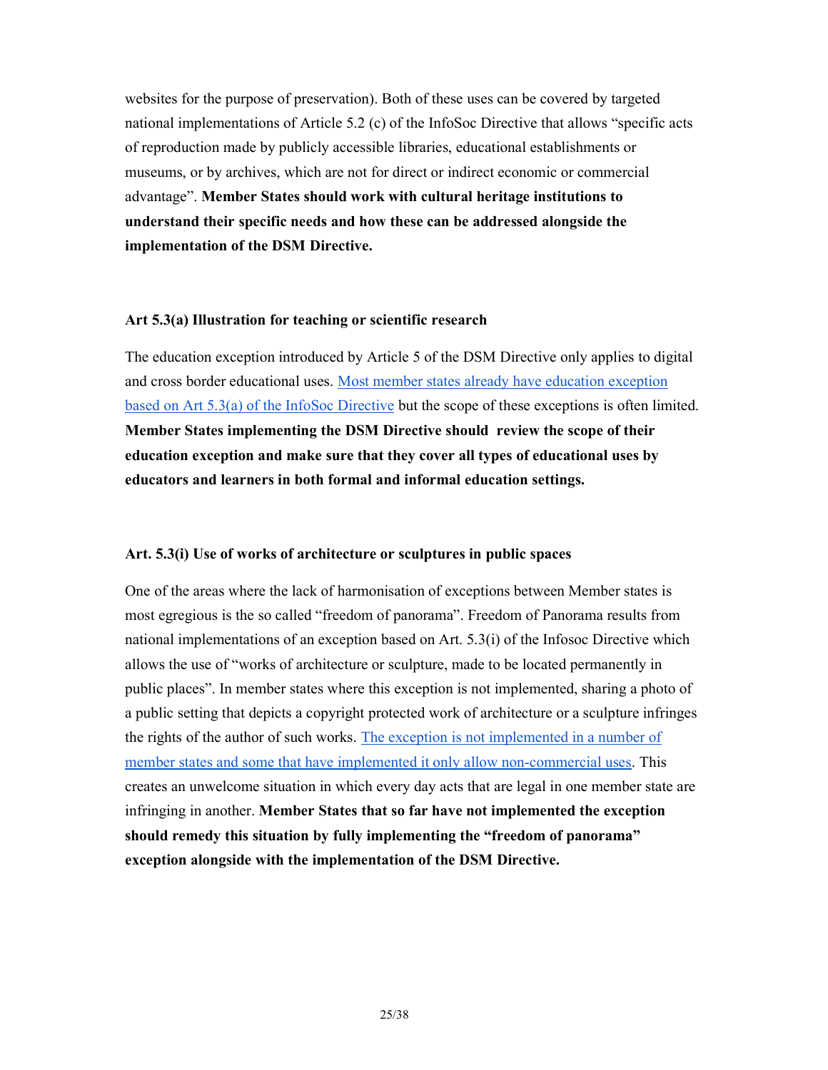websites for the purpose of preservation). Both of these uses can be covered by targeted national implementations of Article 5.2 (c) of the InfoSoc Directive that allows "specific acts of reproduction made by publicly accessible libraries, educational establishments or museums, or by archives, which are not for direct or indirect economic or commercial advantage". **Member States should work with cultural heritage institutions to understand their specific needs and how these can be addressed alongside the implementation of the DSM Directive.**

### Art 5.3(a) Illustration for teaching or scientific research

The education exception introduced by Article 5 of the DSM Directive only applies to digital and cross border educational uses. Most member states already have education exception based on Art 5.3(a) of the InfoSoc Directive but the scope of these exceptions is often limited. **Member States implementing the DSM Directive should review the scope of their education exception and make sure that they cover all types of educational uses by educators and learners in both formal and informal education settings.**

### Art. 5.3(i) Use of works of architecture or sculptures in public spaces

One of the areas where the lack of harmonisation of exceptions between Member states is most egregious is the so called "freedom of panorama". Freedom of Panorama results from national implementations of an exception based on Art. 5.3(i) of the Infosoc Directive which allows the use of "works of architecture or sculpture, made to be located permanently in public places". In member states where this exception is not implemented, sharing a photo of a public setting that depicts a copyright protected work of architecture or a sculpture infringes the rights of the author of such works. The exception is not implemented in a number of member states and some that have implemented it only allow non-commercial uses. This creates an unwelcome situation in which every day acts that are legal in one member state are infringing in another. **Member States that so far have not implemented the exception should remedy this situation by fully implementing the "freedom of panorama" exception alongside with the implementation of the DSM Directive.**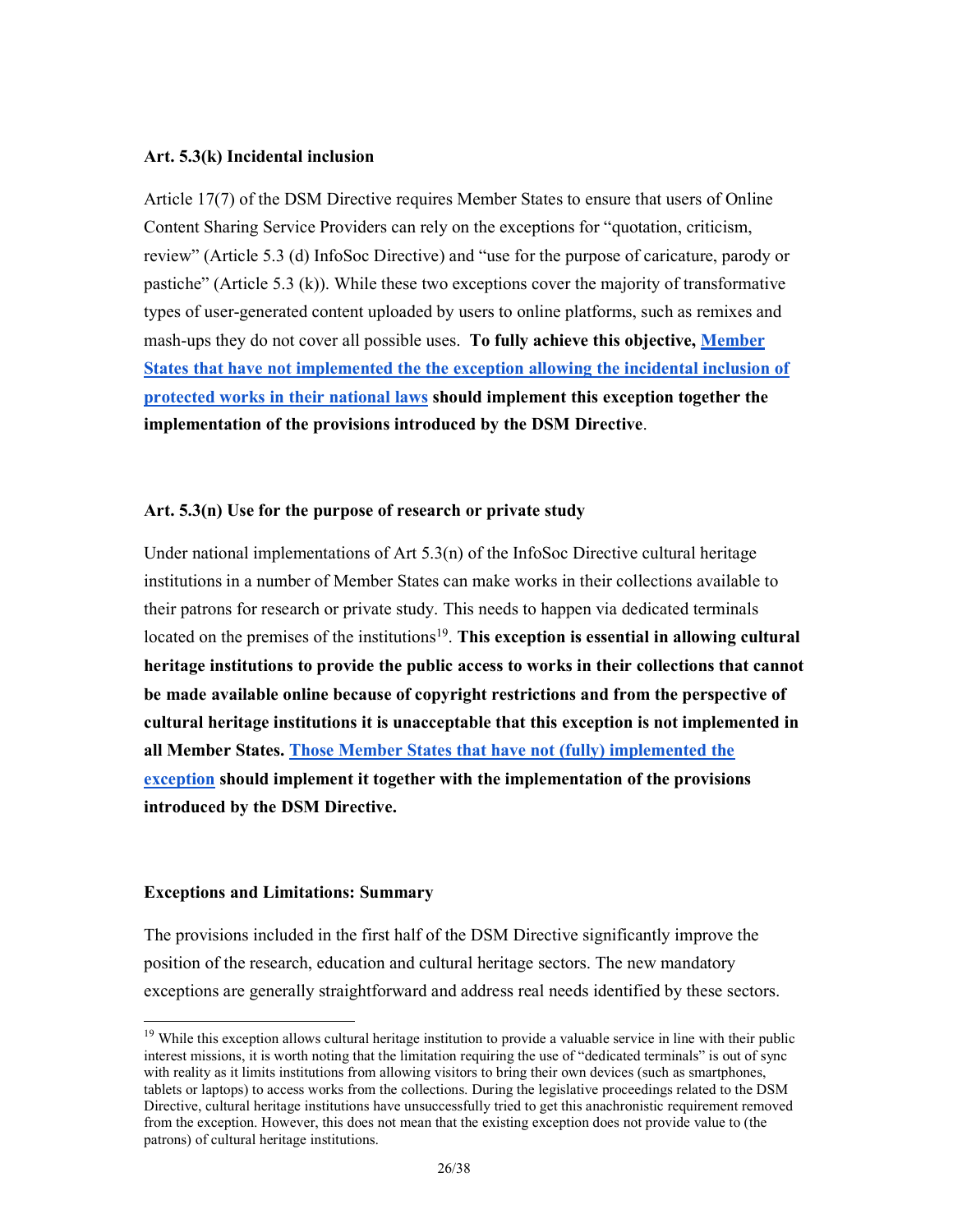**Art. 5.3(k) Incidental inclusion**

Article 17(7) of the DSM Directive requires Member States to ensure that users of Online Content Sharing Service Providers can rely on the exceptions for "quotation, criticism, review" (Article 5.3 (d) InfoSoc Directive) and "use for the purpose of caricature, parody or pastiche" (Article 5.3 (k)). While these two exceptions cover the majority of transformative types of user-generated content uploaded by users to online platforms, such as remixes and mash-ups they do not cover all possible uses. **To fully achieve this objective, Member States that have not implemented the the exception allowing the incidental inclusion of protected works in their national laws should implement this exception together the implementation of the provisions introduced by the DSM Directive**.

**Art. 5.3(n) Use for the purpose of research or private study**

Under national implementations of Art 5.3(n) of the InfoSoc Directive cultural heritage institutions in a number of Member States can make works in their collections available to their patrons for research or private study. This needs to happen via dedicated terminals located on the premises of the institutions[19]. **This exception is essential in allowing cultural heritage institutions to provide the public access to works in their collections that cannot be made available online because of copyright restrictions and from the perspective of cultural heritage institutions it is unacceptable that this exception is not implemented in all Member States. Those Member States that have not (fully) implemented the exception should implement it together with the implementation of the provisions introduced by the DSM Directive.**

**Exceptions and Limitations: Summary**

The provisions included in the first half of the DSM Directive significantly improve the position of the research, education and cultural heritage sectors. The new mandatory exceptions are generally straightforward and address real needs identified by these sectors.

[19] While this exception allows cultural heritage institution to provide a valuable service in line with their public interest missions, it is worth noting that the limitation requiring the use of "dedicated terminals" is out of sync with reality as it limits institutions from allowing visitors to bring their own devices (such as smartphones, tablets or laptops) to access works from the collections. During the legislative proceedings related to the DSM Directive, cultural heritage institutions have unsuccessfully tried to get this anachronistic requirement removed from the exception. However, this does not mean that the existing exception does not provide value to (the patrons) of cultural heritage institutions.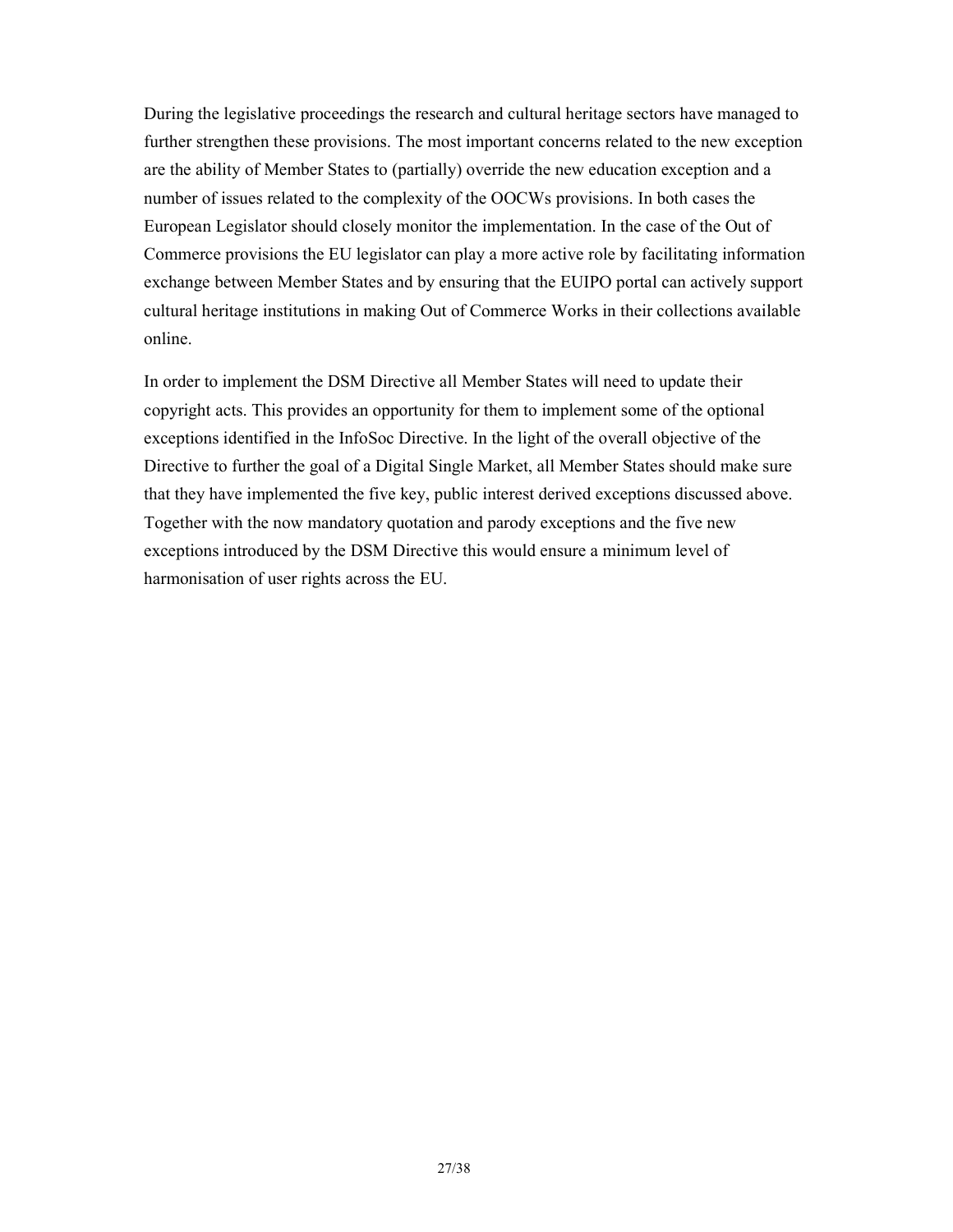During the legislative proceedings the research and cultural heritage sectors have managed to further strengthen these provisions. The most important concerns related to the new exception are the ability of Member States to (partially) override the new education exception and a number of issues related to the complexity of the OOCWs provisions. In both cases the European Legislator should closely monitor the implementation. In the case of the Out of Commerce provisions the EU legislator can play a more active role by facilitating information exchange between Member States and by ensuring that the EUIPO portal can actively support cultural heritage institutions in making Out of Commerce Works in their collections available online.

In order to implement the DSM Directive all Member States will need to update their copyright acts. This provides an opportunity for them to implement some of the optional exceptions identified in the InfoSoc Directive. In the light of the overall objective of the Directive to further the goal of a Digital Single Market, all Member States should make sure that they have implemented the five key, public interest derived exceptions discussed above. Together with the now mandatory quotation and parody exceptions and the five new exceptions introduced by the DSM Directive this would ensure a minimum level of harmonisation of user rights across the EU.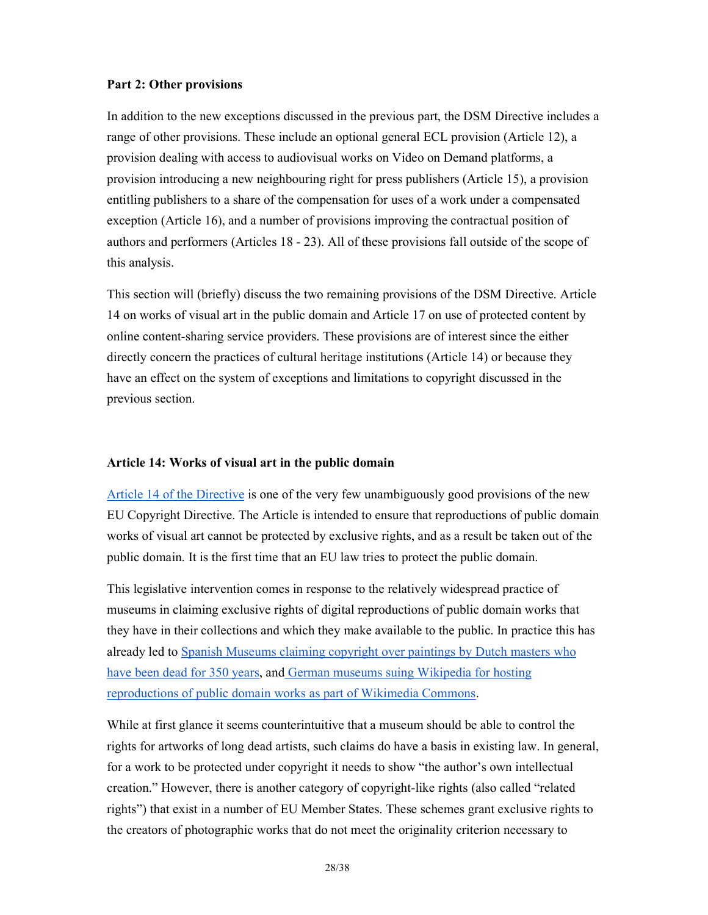**Part 2: Other provisions**

In addition to the new exceptions discussed in the previous part, the DSM Directive includes a range of other provisions. These include an optional general ECL provision (Article 12), a provision dealing with access to audiovisual works on Video on Demand platforms, a provision introducing a new neighbouring right for press publishers (Article 15), a provision entitling publishers to a share of the compensation for uses of a work under a compensated exception (Article 16), and a number of provisions improving the contractual position of authors and performers (Articles 18 - 23). All of these provisions fall outside of the scope of this analysis.

This section will (briefly) discuss the two remaining provisions of the DSM Directive. Article 14 on works of visual art in the public domain and Article 17 on use of protected content by online content-sharing service providers. These provisions are of interest since the either directly concern the practices of cultural heritage institutions (Article 14) or because they have an effect on the system of exceptions and limitations to copyright discussed in the previous section.

**Article 14: Works of visual art in the public domain**

Article 14 of the Directive is one of the very few unambiguously good provisions of the new EU Copyright Directive. The Article is intended to ensure that reproductions of public domain works of visual art cannot be protected by exclusive rights, and as a result be taken out of the public domain. It is the first time that an EU law tries to protect the public domain.

This legislative intervention comes in response to the relatively widespread practice of museums in claiming exclusive rights of digital reproductions of public domain works that they have in their collections and which they make available to the public. In practice this has already led to Spanish Museums claiming copyright over paintings by Dutch masters who have been dead for 350 years, and German museums suing Wikipedia for hosting reproductions of public domain works as part of Wikimedia Commons.

While at first glance it seems counterintuitive that a museum should be able to control the rights for artworks of long dead artists, such claims do have a basis in existing law. In general, for a work to be protected under copyright it needs to show "the author's own intellectual creation." However, there is another category of copyright-like rights (also called "related rights") that exist in a number of EU Member States. These schemes grant exclusive rights to the creators of photographic works that do not meet the originality criterion necessary to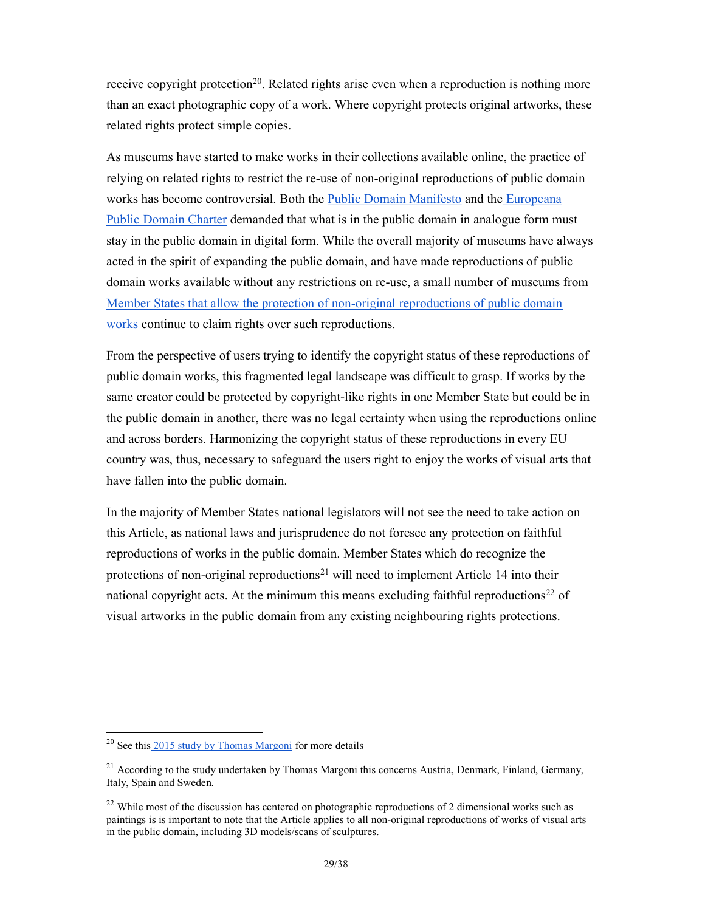receive copyright protection[20]. Related rights arise even when a reproduction is nothing more than an exact photographic copy of a work. Where copyright protects original artworks, these related rights protect simple copies.

As museums have started to make works in their collections available online, the practice of relying on related rights to restrict the re-use of non-original reproductions of public domain works has become controversial. Both the Public Domain Manifesto and the Europeana Public Domain Charter demanded that what is in the public domain in analogue form must stay in the public domain in digital form. While the overall majority of museums have always acted in the spirit of expanding the public domain, and have made reproductions of public domain works available without any restrictions on re-use, a small number of museums from Member States that allow the protection of non-original reproductions of public domain works continue to claim rights over such reproductions.

From the perspective of users trying to identify the copyright status of these reproductions of public domain works, this fragmented legal landscape was difficult to grasp. If works by the same creator could be protected by copyright-like rights in one Member State but could be in the public domain in another, there was no legal certainty when using the reproductions online and across borders. Harmonizing the copyright status of these reproductions in every EU country was, thus, necessary to safeguard the users right to enjoy the works of visual arts that have fallen into the public domain.

In the majority of Member States national legislators will not see the need to take action on this Article, as national laws and jurisprudence do not foresee any protection on faithful reproductions of works in the public domain. Member States which do recognize the protections of non-original reproductions[21] will need to implement Article 14 into their national copyright acts. At the minimum this means excluding faithful reproductions[22] of visual artworks in the public domain from any existing neighbouring rights protections.

---

[20] See this 2015 study by Thomas Margoni for more details

[21] According to the study undertaken by Thomas Margoni this concerns Austria, Denmark, Finland, Germany, Italy, Spain and Sweden.

[22] While most of the discussion has centered on photographic reproductions of 2 dimensional works such as paintings is is important to note that the Article applies to all non-original reproductions of works of visual arts in the public domain, including 3D models/scans of sculptures.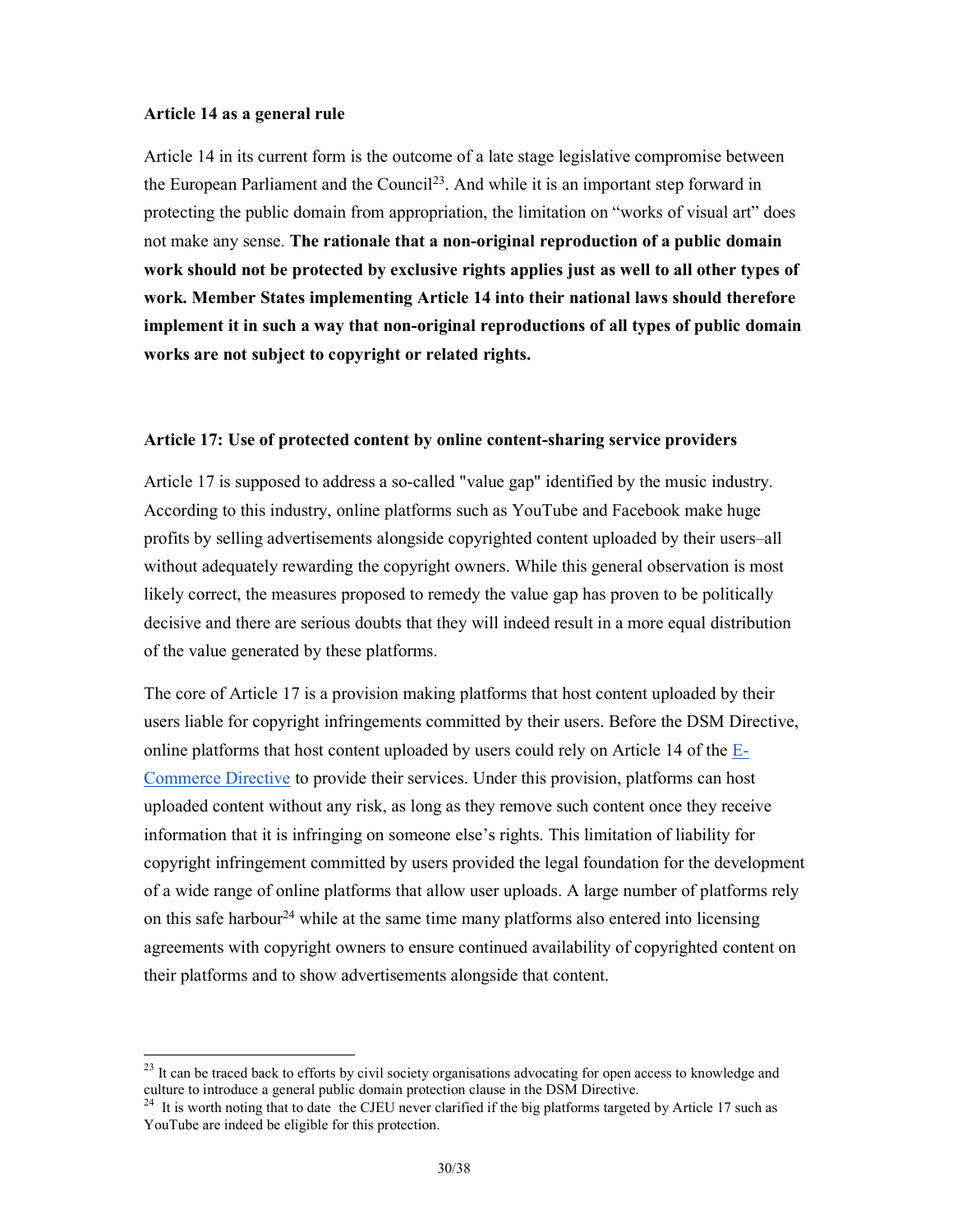**Article 14 as a general rule**

Article 14 in its current form is the outcome of a late stage legislative compromise between the European Parliament and the Council[23]. And while it is an important step forward in protecting the public domain from appropriation, the limitation on "works of visual art" does not make any sense. **The rationale that a non-original reproduction of a public domain work should not be protected by exclusive rights applies just as well to all other types of work. Member States implementing Article 14 into their national laws should therefore implement it in such a way that non-original reproductions of all types of public domain works are not subject to copyright or related rights.**

**Article 17: Use of protected content by online content-sharing service providers**

Article 17 is supposed to address a so-called "value gap" identified by the music industry. According to this industry, online platforms such as YouTube and Facebook make huge profits by selling advertisements alongside copyrighted content uploaded by their users–all without adequately rewarding the copyright owners. While this general observation is most likely correct, the measures proposed to remedy the value gap has proven to be politically decisive and there are serious doubts that they will indeed result in a more equal distribution of the value generated by these platforms.

The core of Article 17 is a provision making platforms that host content uploaded by their users liable for copyright infringements committed by their users. Before the DSM Directive, online platforms that host content uploaded by users could rely on Article 14 of the E-Commerce Directive to provide their services. Under this provision, platforms can host uploaded content without any risk, as long as they remove such content once they receive information that it is infringing on someone else's rights. This limitation of liability for copyright infringement committed by users provided the legal foundation for the development of a wide range of online platforms that allow user uploads. A large number of platforms rely on this safe harbour[24] while at the same time many platforms also entered into licensing agreements with copyright owners to ensure continued availability of copyrighted content on their platforms and to show advertisements alongside that content.

[23] It can be traced back to efforts by civil society organisations advocating for open access to knowledge and culture to introduce a general public domain protection clause in the DSM Directive.

[24] It is worth noting that to date the CJEU never clarified if the big platforms targeted by Article 17 such as YouTube are indeed be eligible for this protection.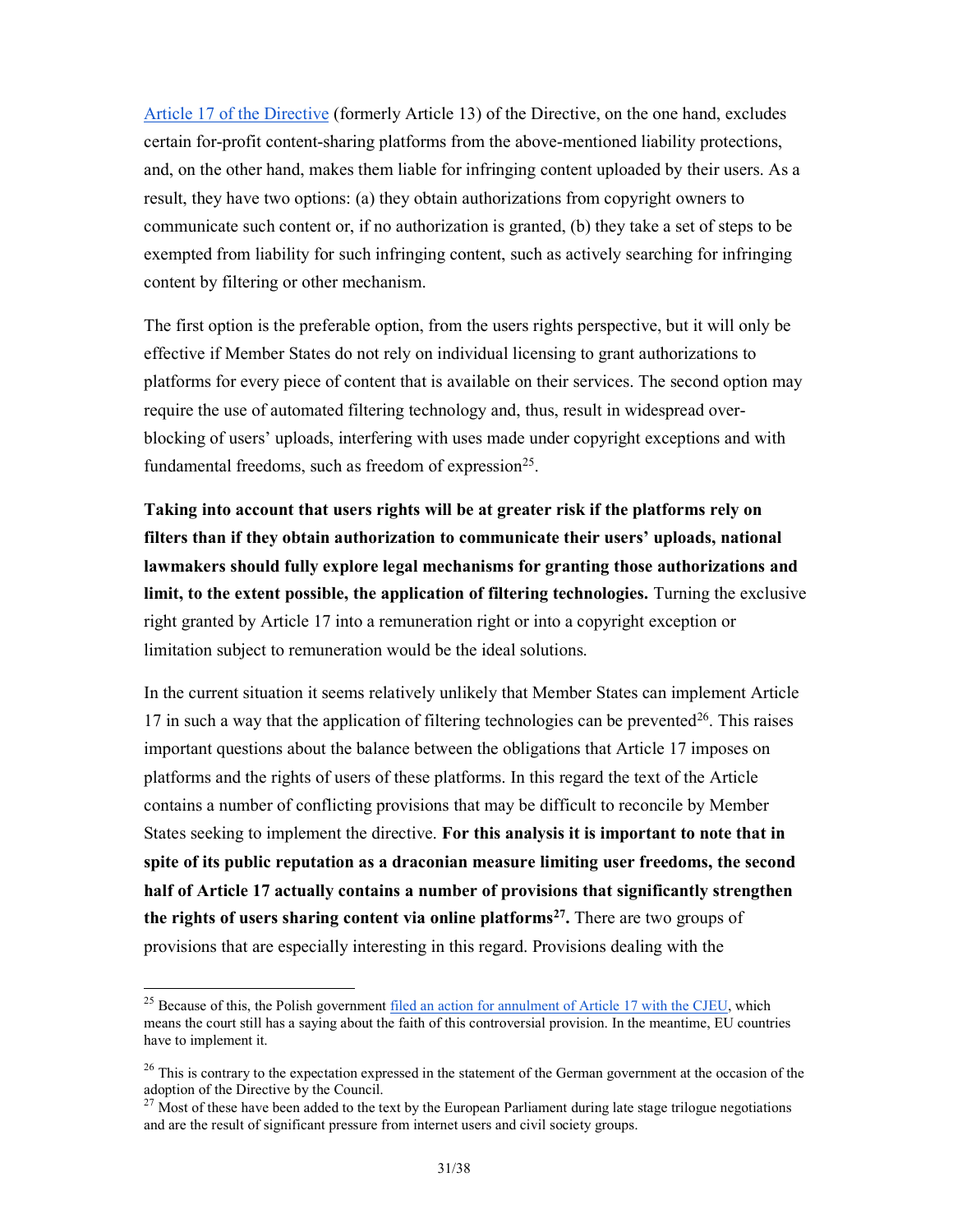Article 17 of the Directive (formerly Article 13) of the Directive, on the one hand, excludes certain for-profit content-sharing platforms from the above-mentioned liability protections, and, on the other hand, makes them liable for infringing content uploaded by their users. As a result, they have two options: (a) they obtain authorizations from copyright owners to communicate such content or, if no authorization is granted, (b) they take a set of steps to be exempted from liability for such infringing content, such as actively searching for infringing content by filtering or other mechanism.

The first option is the preferable option, from the users rights perspective, but it will only be effective if Member States do not rely on individual licensing to grant authorizations to platforms for every piece of content that is available on their services. The second option may require the use of automated filtering technology and, thus, result in widespread over-blocking of users' uploads, interfering with uses made under copyright exceptions and with fundamental freedoms, such as freedom of expression[25].

**Taking into account that users rights will be at greater risk if the platforms rely on filters than if they obtain authorization to communicate their users' uploads, national lawmakers should fully explore legal mechanisms for granting those authorizations and limit, to the extent possible, the application of filtering technologies.** Turning the exclusive right granted by Article 17 into a remuneration right or into a copyright exception or limitation subject to remuneration would be the ideal solutions.

In the current situation it seems relatively unlikely that Member States can implement Article 17 in such a way that the application of filtering technologies can be prevented[26]. This raises important questions about the balance between the obligations that Article 17 imposes on platforms and the rights of users of these platforms. In this regard the text of the Article contains a number of conflicting provisions that may be difficult to reconcile by Member States seeking to implement the directive. **For this analysis it is important to note that in spite of its public reputation as a draconian measure limiting user freedoms, the second half of Article 17 actually contains a number of provisions that significantly strengthen the rights of users sharing content via online platforms[27].** There are two groups of provisions that are especially interesting in this regard. Provisions dealing with the

---

[25] Because of this, the Polish government filed an action for annulment of Article 17 with the CJEU, which means the court still has a saying about the faith of this controversial provision. In the meantime, EU countries have to implement it.

[26] This is contrary to the expectation expressed in the statement of the German government at the occasion of the adoption of the Directive by the Council.

[27] Most of these have been added to the text by the European Parliament during late stage trilogue negotiations and are the result of significant pressure from internet users and civil society groups.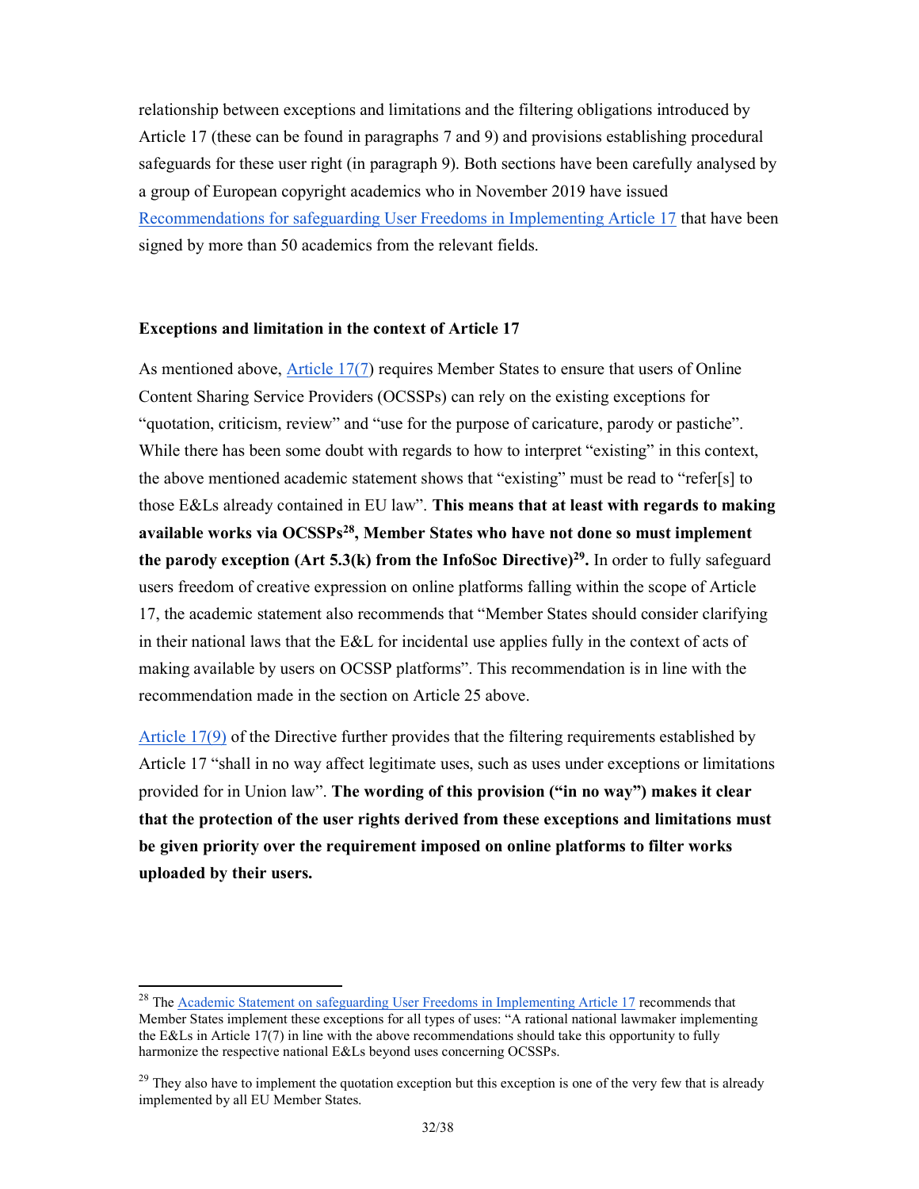relationship between exceptions and limitations and the filtering obligations introduced by Article 17 (these can be found in paragraphs 7 and 9) and provisions establishing procedural safeguards for these user right (in paragraph 9). Both sections have been carefully analysed by a group of European copyright academics who in November 2019 have issued Recommendations for safeguarding User Freedoms in Implementing Article 17 that have been signed by more than 50 academics from the relevant fields.

### Exceptions and limitation in the context of Article 17

As mentioned above, Article 17(7) requires Member States to ensure that users of Online Content Sharing Service Providers (OCSSPs) can rely on the existing exceptions for "quotation, criticism, review" and "use for the purpose of caricature, parody or pastiche". While there has been some doubt with regards to how to interpret "existing" in this context, the above mentioned academic statement shows that "existing" must be read to "refer[s] to those E&Ls already contained in EU law". **This means that at least with regards to making available works via OCSSPs[28], Member States who have not done so must implement the parody exception (Art 5.3(k) from the InfoSoc Directive)[29].** In order to fully safeguard users freedom of creative expression on online platforms falling within the scope of Article 17, the academic statement also recommends that "Member States should consider clarifying in their national laws that the E&L for incidental use applies fully in the context of acts of making available by users on OCSSP platforms". This recommendation is in line with the recommendation made in the section on Article 25 above.

Article 17(9) of the Directive further provides that the filtering requirements established by Article 17 "shall in no way affect legitimate uses, such as uses under exceptions or limitations provided for in Union law". **The wording of this provision ("in no way") makes it clear that the protection of the user rights derived from these exceptions and limitations must be given priority over the requirement imposed on online platforms to filter works uploaded by their users.**

---

[28] The Academic Statement on safeguarding User Freedoms in Implementing Article 17 recommends that Member States implement these exceptions for all types of uses: "A rational national lawmaker implementing the E&Ls in Article 17(7) in line with the above recommendations should take this opportunity to fully harmonize the respective national E&Ls beyond uses concerning OCSSPs.

[29] They also have to implement the quotation exception but this exception is one of the very few that is already implemented by all EU Member States.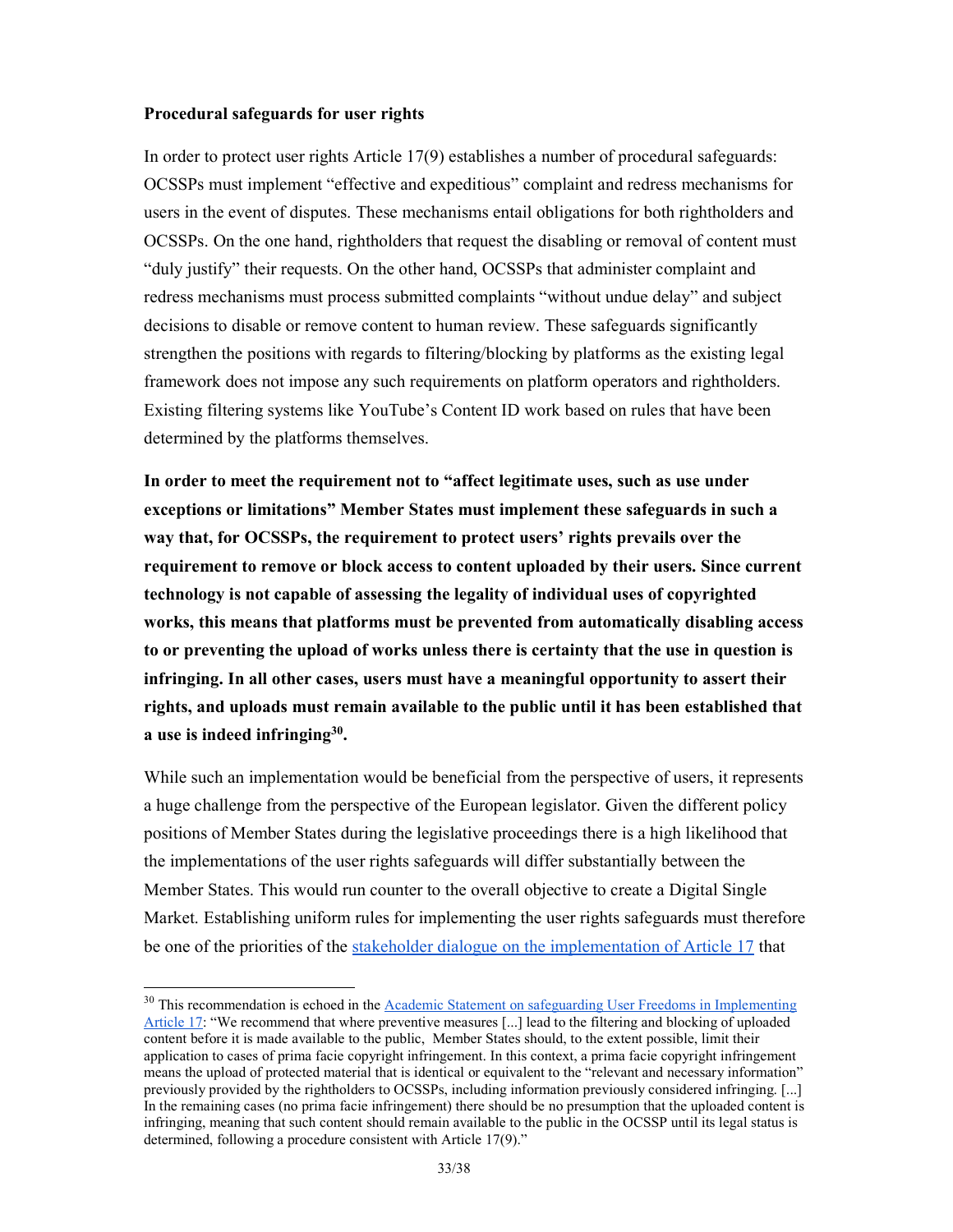**Procedural safeguards for user rights**

In order to protect user rights Article 17(9) establishes a number of procedural safeguards: OCSSPs must implement "effective and expeditious" complaint and redress mechanisms for users in the event of disputes. These mechanisms entail obligations for both rightholders and OCSSPs. On the one hand, rightholders that request the disabling or removal of content must "duly justify" their requests. On the other hand, OCSSPs that administer complaint and redress mechanisms must process submitted complaints "without undue delay" and subject decisions to disable or remove content to human review. These safeguards significantly strengthen the positions with regards to filtering/blocking by platforms as the existing legal framework does not impose any such requirements on platform operators and rightholders. Existing filtering systems like YouTube's Content ID work based on rules that have been determined by the platforms themselves.

**In order to meet the requirement not to "affect legitimate uses, such as use under exceptions or limitations" Member States must implement these safeguards in such a way that, for OCSSPs, the requirement to protect users' rights prevails over the requirement to remove or block access to content uploaded by their users. Since current technology is not capable of assessing the legality of individual uses of copyrighted works, this means that platforms must be prevented from automatically disabling access to or preventing the upload of works unless there is certainty that the use in question is infringing. In all other cases, users must have a meaningful opportunity to assert their rights, and uploads must remain available to the public until it has been established that a use is indeed infringing[30].**

While such an implementation would be beneficial from the perspective of users, it represents a huge challenge from the perspective of the European legislator. Given the different policy positions of Member States during the legislative proceedings there is a high likelihood that the implementations of the user rights safeguards will differ substantially between the Member States. This would run counter to the overall objective to create a Digital Single Market. Establishing uniform rules for implementing the user rights safeguards must therefore be one of the priorities of the stakeholder dialogue on the implementation of Article 17 that

---

[30] This recommendation is echoed in the Academic Statement on safeguarding User Freedoms in Implementing Article 17: "We recommend that where preventive measures [...] lead to the filtering and blocking of uploaded content before it is made available to the public, Member States should, to the extent possible, limit their application to cases of prima facie copyright infringement. In this context, a prima facie copyright infringement means the upload of protected material that is identical or equivalent to the "relevant and necessary information" previously provided by the rightholders to OCSSPs, including information previously considered infringing. [...] In the remaining cases (no prima facie infringement) there should be no presumption that the uploaded content is infringing, meaning that such content should remain available to the public in the OCSSP until its legal status is determined, following a procedure consistent with Article 17(9)."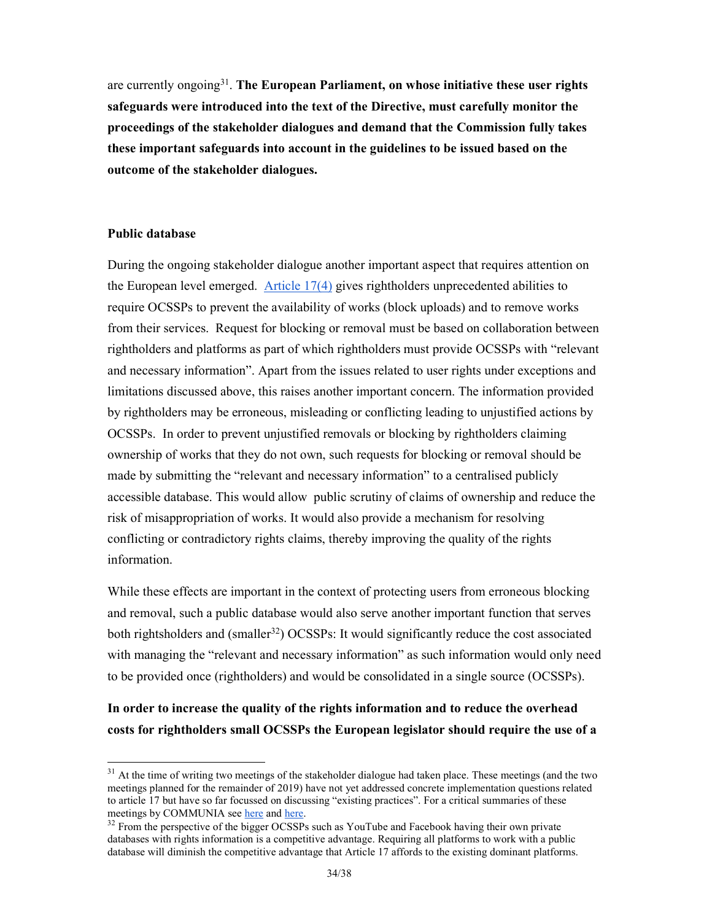are currently ongoing[31]. **The European Parliament, on whose initiative these user rights safeguards were introduced into the text of the Directive, must carefully monitor the proceedings of the stakeholder dialogues and demand that the Commission fully takes these important safeguards into account in the guidelines to be issued based on the outcome of the stakeholder dialogues.**

**Public database**

During the ongoing stakeholder dialogue another important aspect that requires attention on the European level emerged. Article 17(4) gives rightholders unprecedented abilities to require OCSSPs to prevent the availability of works (block uploads) and to remove works from their services. Request for blocking or removal must be based on collaboration between rightholders and platforms as part of which rightholders must provide OCSSPs with "relevant and necessary information". Apart from the issues related to user rights under exceptions and limitations discussed above, this raises another important concern. The information provided by rightholders may be erroneous, misleading or conflicting leading to unjustified actions by OCSSPs. In order to prevent unjustified removals or blocking by rightholders claiming ownership of works that they do not own, such requests for blocking or removal should be made by submitting the "relevant and necessary information" to a centralised publicly accessible database. This would allow public scrutiny of claims of ownership and reduce the risk of misappropriation of works. It would also provide a mechanism for resolving conflicting or contradictory rights claims, thereby improving the quality of the rights information.

While these effects are important in the context of protecting users from erroneous blocking and removal, such a public database would also serve another important function that serves both rightsholders and (smaller[32]) OCSSPs: It would significantly reduce the cost associated with managing the "relevant and necessary information" as such information would only need to be provided once (rightholders) and would be consolidated in a single source (OCSSPs).

**In order to increase the quality of the rights information and to reduce the overhead costs for rightholders small OCSSPs the European legislator should require the use of a**

---

[31] At the time of writing two meetings of the stakeholder dialogue had taken place. These meetings (and the two meetings planned for the remainder of 2019) have not yet addressed concrete implementation questions related to article 17 but have so far focussed on discussing "existing practices". For a critical summaries of these meetings by COMMUNIA see here and here.

[32] From the perspective of the bigger OCSSPs such as YouTube and Facebook having their own private databases with rights information is a competitive advantage. Requiring all platforms to work with a public database will diminish the competitive advantage that Article 17 affords to the existing dominant platforms.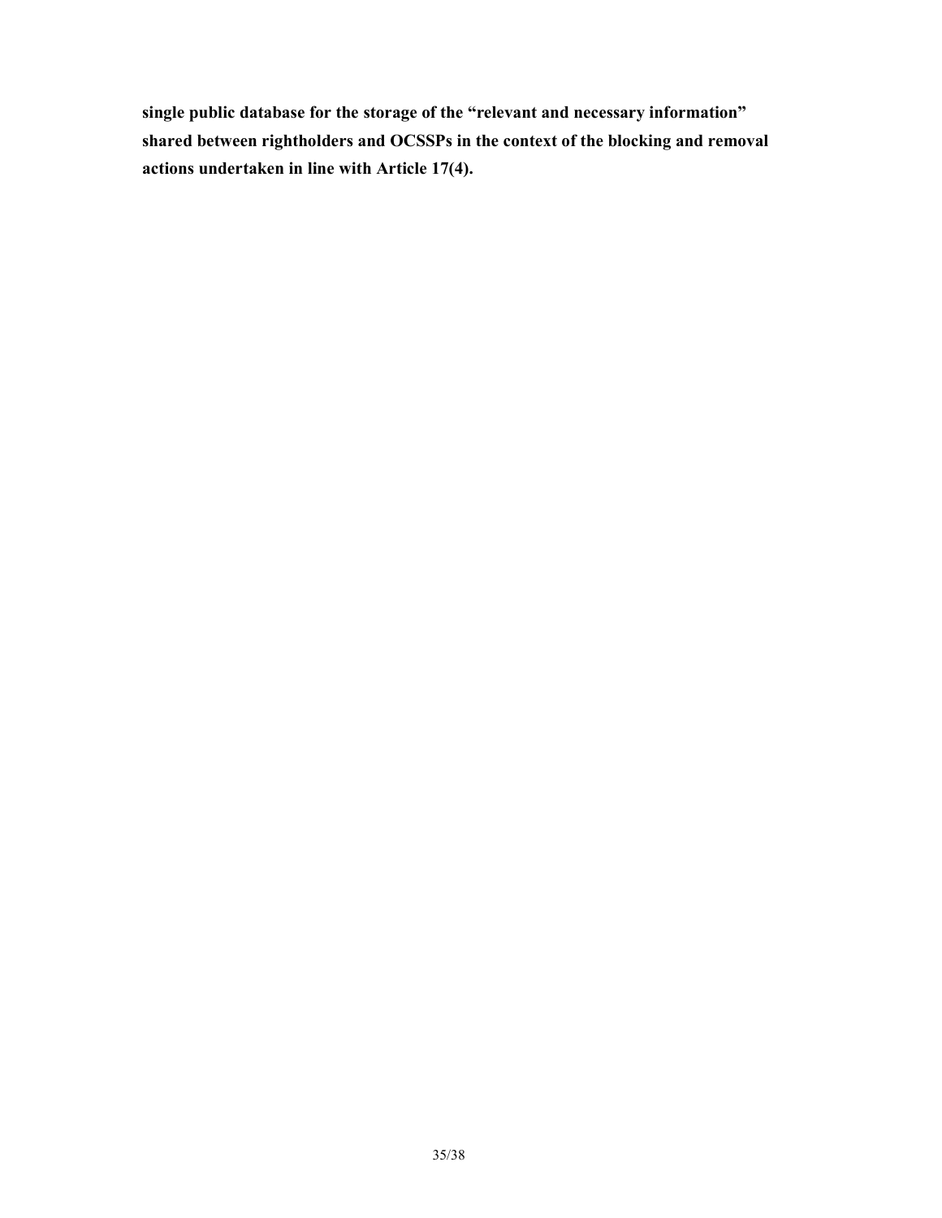**single public database for the storage of the "relevant and necessary information" shared between rightholders and OCSSPs in the context of the blocking and removal actions undertaken in line with Article 17(4).**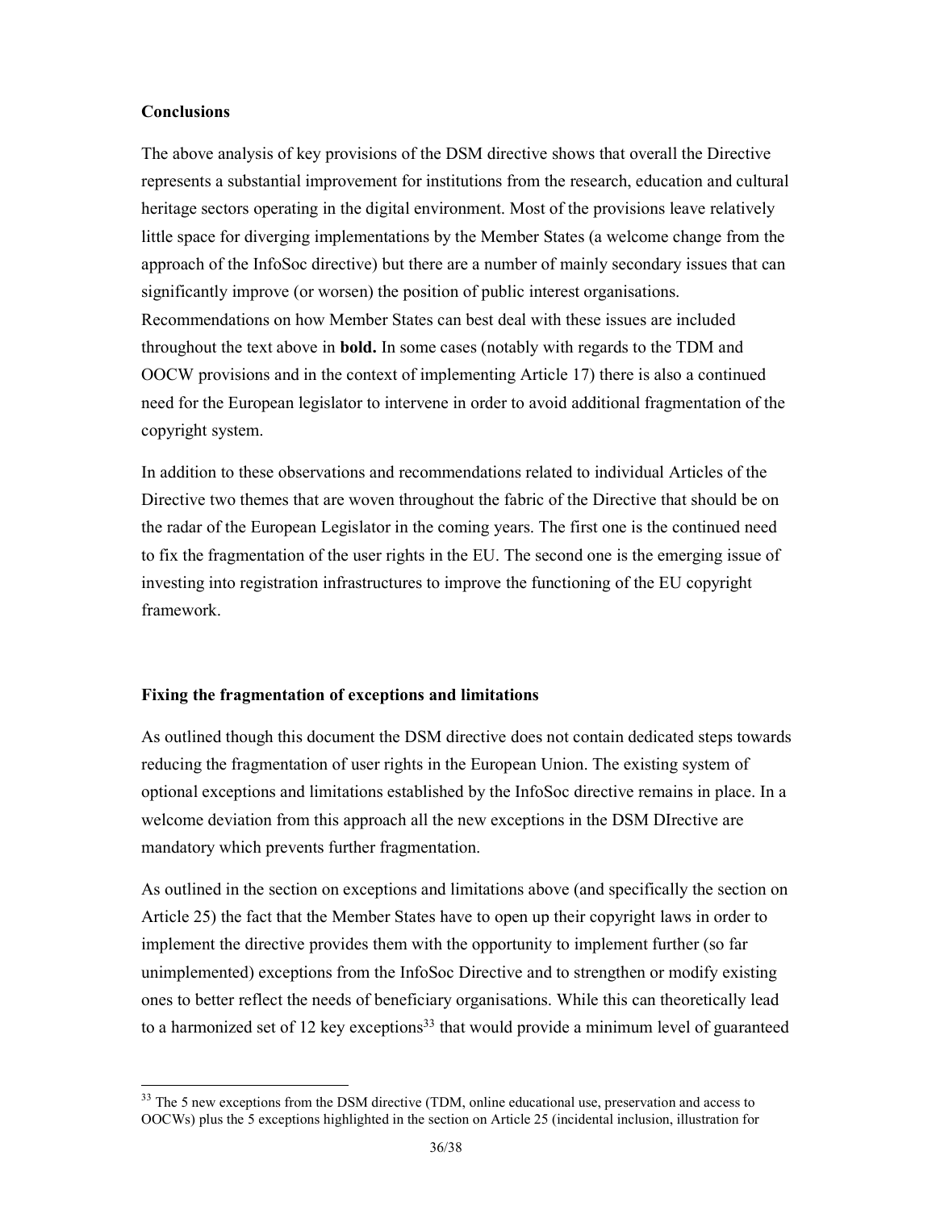**Conclusions**

The above analysis of key provisions of the DSM directive shows that overall the Directive represents a substantial improvement for institutions from the research, education and cultural heritage sectors operating in the digital environment. Most of the provisions leave relatively little space for diverging implementations by the Member States (a welcome change from the approach of the InfoSoc directive) but there are a number of mainly secondary issues that can significantly improve (or worsen) the position of public interest organisations. Recommendations on how Member States can best deal with these issues are included throughout the text above in **bold.** In some cases (notably with regards to the TDM and OOCW provisions and in the context of implementing Article 17) there is also a continued need for the European legislator to intervene in order to avoid additional fragmentation of the copyright system.

In addition to these observations and recommendations related to individual Articles of the Directive two themes that are woven throughout the fabric of the Directive that should be on the radar of the European Legislator in the coming years. The first one is the continued need to fix the fragmentation of the user rights in the EU. The second one is the emerging issue of investing into registration infrastructures to improve the functioning of the EU copyright framework.

**Fixing the fragmentation of exceptions and limitations**

As outlined though this document the DSM directive does not contain dedicated steps towards reducing the fragmentation of user rights in the European Union. The existing system of optional exceptions and limitations established by the InfoSoc directive remains in place. In a welcome deviation from this approach all the new exceptions in the DSM DIrective are mandatory which prevents further fragmentation.

As outlined in the section on exceptions and limitations above (and specifically the section on Article 25) the fact that the Member States have to open up their copyright laws in order to implement the directive provides them with the opportunity to implement further (so far unimplemented) exceptions from the InfoSoc Directive and to strengthen or modify existing ones to better reflect the needs of beneficiary organisations. While this can theoretically lead to a harmonized set of 12 key exceptions[33] that would provide a minimum level of guaranteed

[33] The 5 new exceptions from the DSM directive (TDM, online educational use, preservation and access to OOCWs) plus the 5 exceptions highlighted in the section on Article 25 (incidental inclusion, illustration for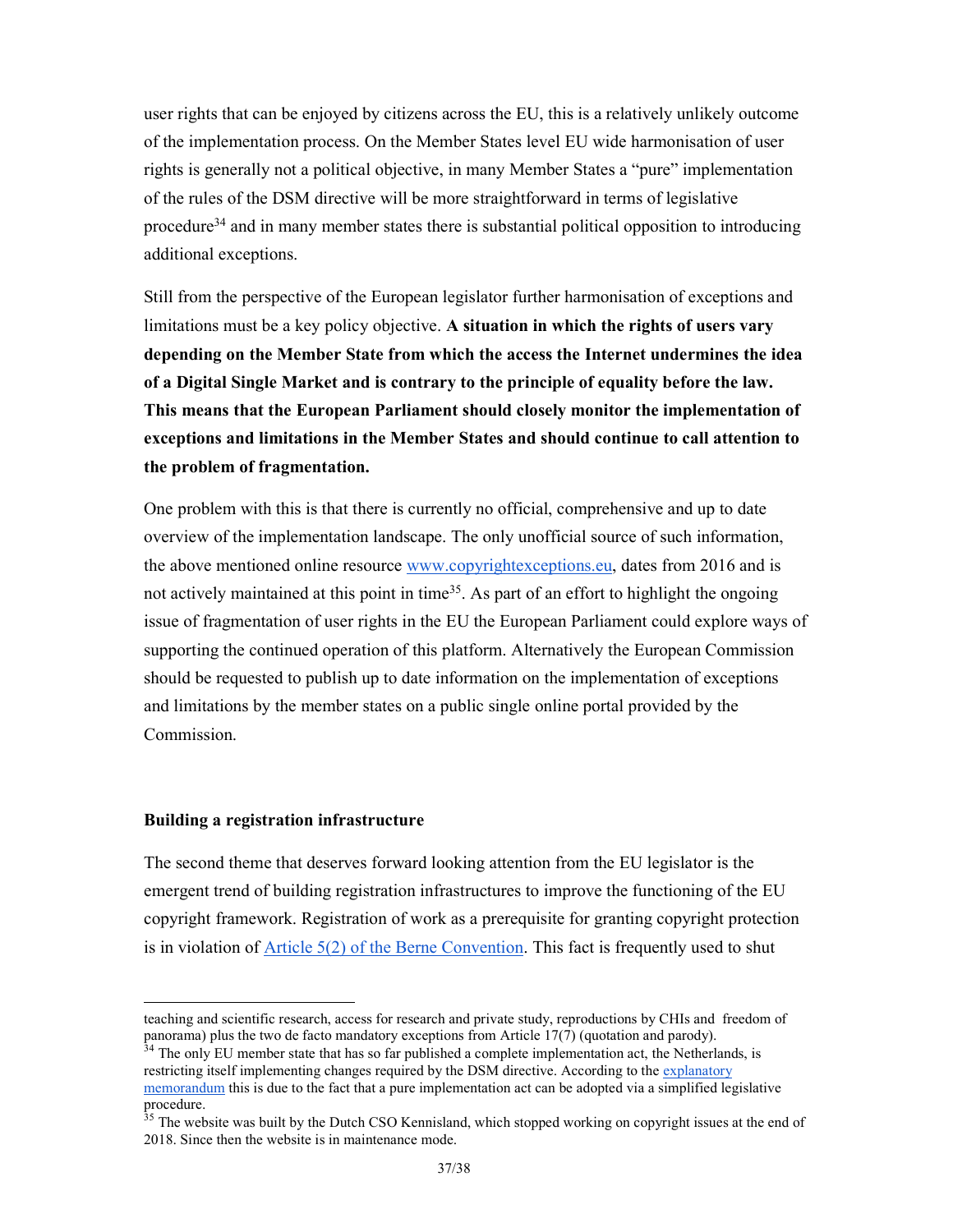user rights that can be enjoyed by citizens across the EU, this is a relatively unlikely outcome of the implementation process. On the Member States level EU wide harmonisation of user rights is generally not a political objective, in many Member States a "pure" implementation of the rules of the DSM directive will be more straightforward in terms of legislative procedure[34] and in many member states there is substantial political opposition to introducing additional exceptions.

Still from the perspective of the European legislator further harmonisation of exceptions and limitations must be a key policy objective. **A situation in which the rights of users vary depending on the Member State from which the access the Internet undermines the idea of a Digital Single Market and is contrary to the principle of equality before the law. This means that the European Parliament should closely monitor the implementation of exceptions and limitations in the Member States and should continue to call attention to the problem of fragmentation.**

One problem with this is that there is currently no official, comprehensive and up to date overview of the implementation landscape. The only unofficial source of such information, the above mentioned online resource [www.copyrightexceptions.eu](www.copyrightexceptions.eu), dates from 2016 and is not actively maintained at this point in time[35]. As part of an effort to highlight the ongoing issue of fragmentation of user rights in the EU the European Parliament could explore ways of supporting the continued operation of this platform. Alternatively the European Commission should be requested to publish up to date information on the implementation of exceptions and limitations by the member states on a public single online portal provided by the Commission.

### Building a registration infrastructure

The second theme that deserves forward looking attention from the EU legislator is the emergent trend of building registration infrastructures to improve the functioning of the EU copyright framework. Registration of work as a prerequisite for granting copyright protection is in violation of Article 5(2) of the Berne Convention. This fact is frequently used to shut

---

teaching and scientific research, access for research and private study, reproductions by CHIs and freedom of panorama) plus the two de facto mandatory exceptions from Article 17(7) (quotation and parody).

[34] The only EU member state that has so far published a complete implementation act, the Netherlands, is restricting itself implementing changes required by the DSM directive. According to the explanatory memorandum this is due to the fact that a pure implementation act can be adopted via a simplified legislative procedure.

[35] The website was built by the Dutch CSO Kennisland, which stopped working on copyright issues at the end of 2018. Since then the website is in maintenance mode.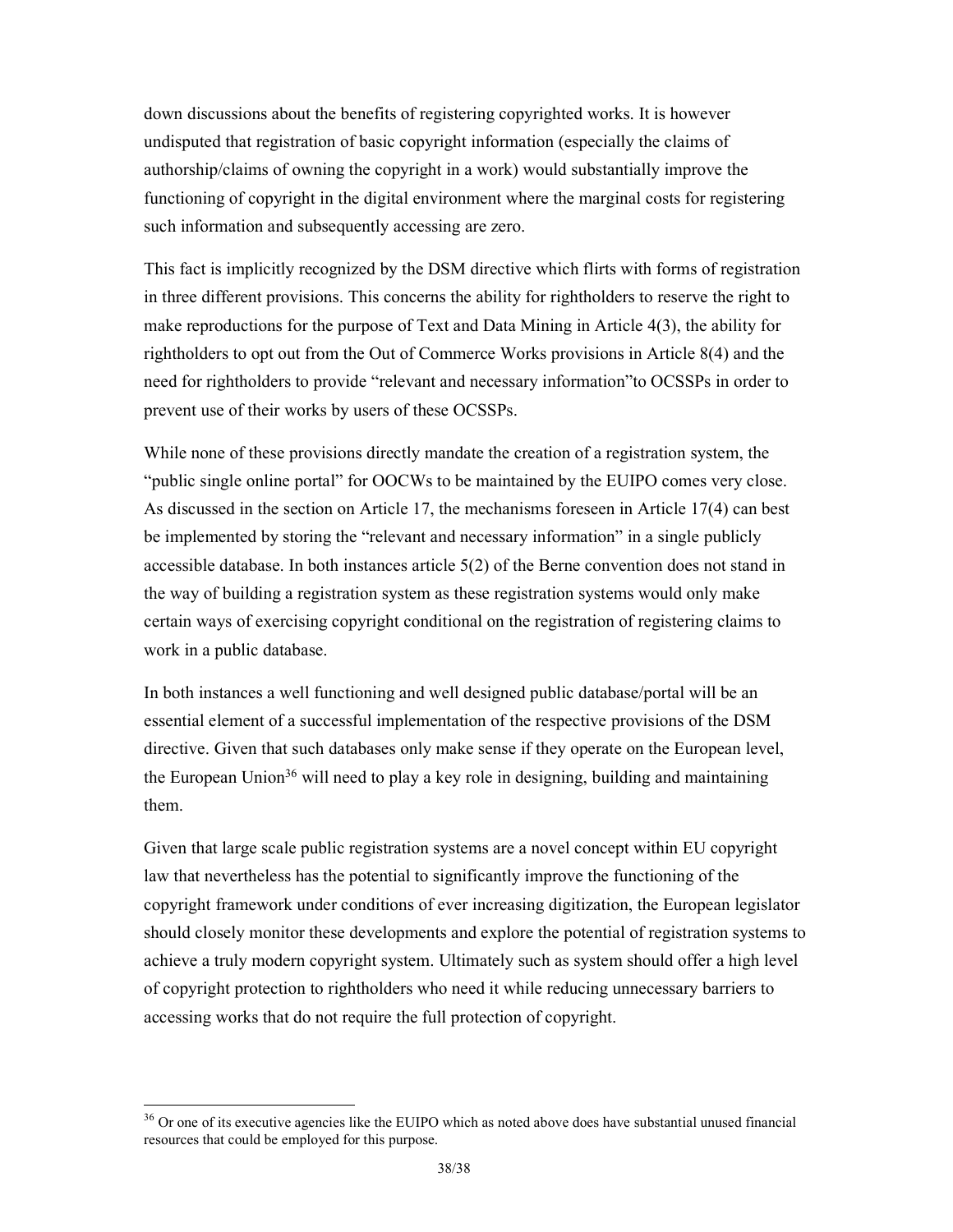down discussions about the benefits of registering copyrighted works. It is however undisputed that registration of basic copyright information (especially the claims of authorship/claims of owning the copyright in a work) would substantially improve the functioning of copyright in the digital environment where the marginal costs for registering such information and subsequently accessing are zero.

This fact is implicitly recognized by the DSM directive which flirts with forms of registration in three different provisions. This concerns the ability for rightholders to reserve the right to make reproductions for the purpose of Text and Data Mining in Article 4(3), the ability for rightholders to opt out from the Out of Commerce Works provisions in Article 8(4) and the need for rightholders to provide "relevant and necessary information"to OCSSPs in order to prevent use of their works by users of these OCSSPs.

While none of these provisions directly mandate the creation of a registration system, the "public single online portal" for OOCWs to be maintained by the EUIPO comes very close. As discussed in the section on Article 17, the mechanisms foreseen in Article 17(4) can best be implemented by storing the "relevant and necessary information" in a single publicly accessible database. In both instances article 5(2) of the Berne convention does not stand in the way of building a registration system as these registration systems would only make certain ways of exercising copyright conditional on the registration of registering claims to work in a public database.

In both instances a well functioning and well designed public database/portal will be an essential element of a successful implementation of the respective provisions of the DSM directive. Given that such databases only make sense if they operate on the European level, the European Union[36] will need to play a key role in designing, building and maintaining them.

Given that large scale public registration systems are a novel concept within EU copyright law that nevertheless has the potential to significantly improve the functioning of the copyright framework under conditions of ever increasing digitization, the European legislator should closely monitor these developments and explore the potential of registration systems to achieve a truly modern copyright system. Ultimately such as system should offer a high level of copyright protection to rightholders who need it while reducing unnecessary barriers to accessing works that do not require the full protection of copyright.

[36] Or one of its executive agencies like the EUIPO which as noted above does have substantial unused financial resources that could be employed for this purpose.